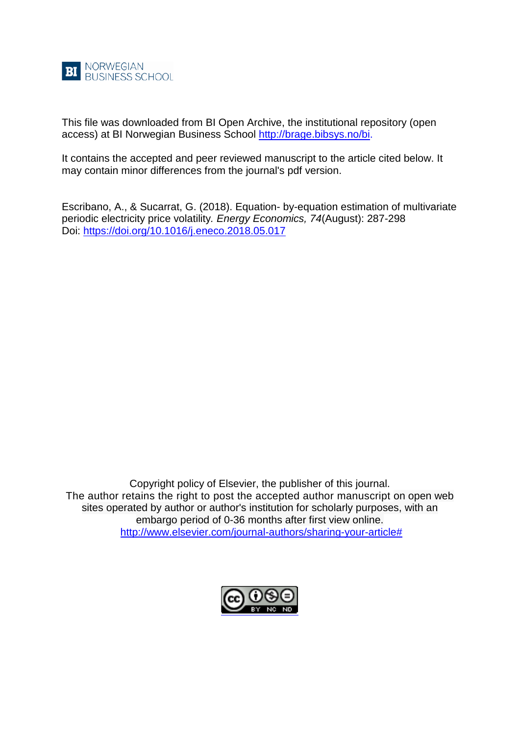NORWEGIAN BUSINESS SCHOOL

This file was downloaded from BI Open Archive, the institutional repository (open access) at BI Norwegian Business School http://brage.bibsys.no/bi.

It contains the accepted and peer reviewed manuscript to the article cited below. It may contain minor differences from the journal's pdf version.

Escribano, A., & Sucarrat, G. (2018). Equation- by-equation estimation of multivariate periodic electricity price volatility. *Energy Economics, 74*(August): 287-298
Doi: https://doi.org/10.1016/j.eneco.2018.05.017

Copyright policy of Elsevier, the publisher of this journal.
The author retains the right to post the accepted author manuscript on open web sites operated by author or author's institution for scholarly purposes, with an embargo period of 0-36 months after first view online.
http://www.elsevier.com/journal-authors/sharing-your-article#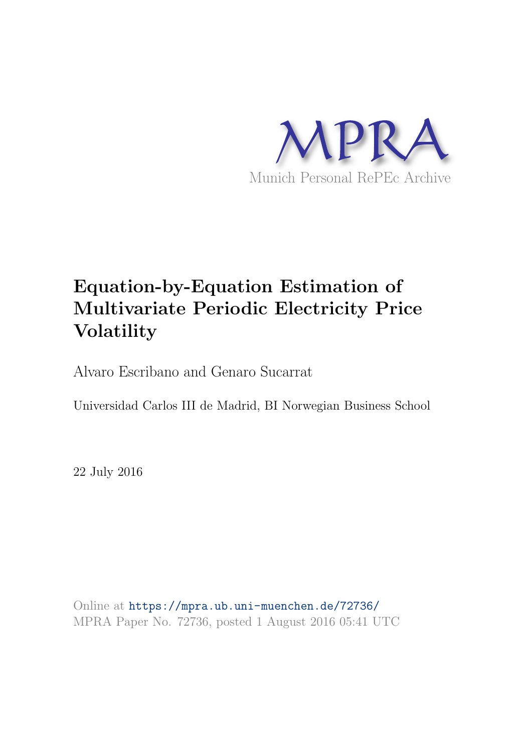MPRA

Munich Personal RePEc Archive

# Equation-by-Equation Estimation of Multivariate Periodic Electricity Price Volatility

Alvaro Escribano and Genaro Sucarrat

Universidad Carlos III de Madrid, BI Norwegian Business School

22 July 2016

Online at https://mpra.ub.uni-muenchen.de/72736/
MPRA Paper No. 72736, posted 1 August 2016 05:41 UTC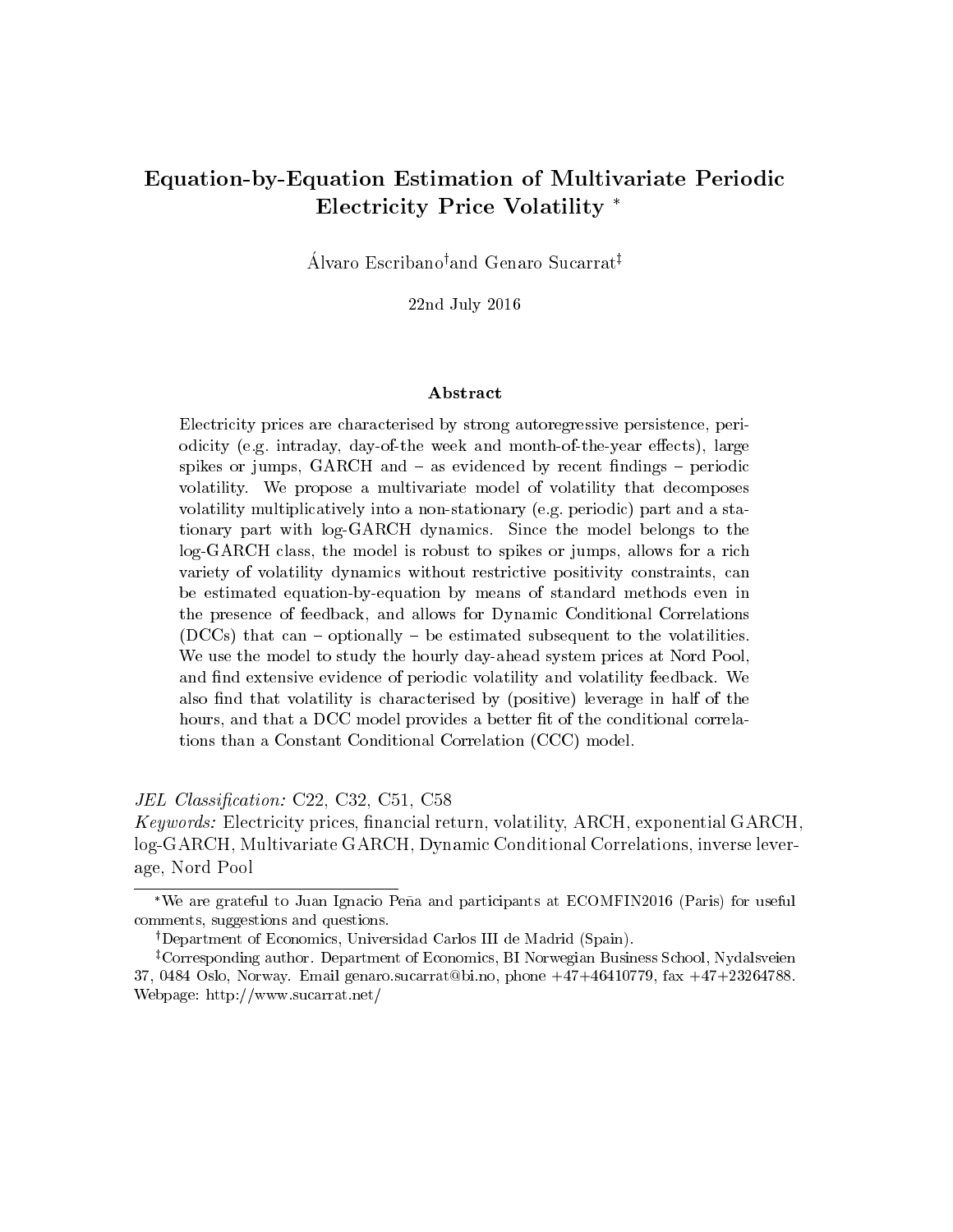# Equation-by-Equation Estimation of Multivariate Periodic Electricity Price Volatility [*]

Álvaro Escribano[†] and Genaro Sucarrat[‡]

22nd July 2016

### Abstract

Electricity prices are characterised by strong autoregressive persistence, periodicity (e.g. intraday, day-of-the week and month-of-the-year effects), large spikes or jumps, GARCH and – as evidenced by recent findings – periodic volatility. We propose a multivariate model of volatility that decomposes volatility multiplicatively into a non-stationary (e.g. periodic) part and a stationary part with log-GARCH dynamics. Since the model belongs to the log-GARCH class, the model is robust to spikes or jumps, allows for a rich variety of volatility dynamics without restrictive positivity constraints, can be estimated equation-by-equation by means of standard methods even in the presence of feedback, and allows for Dynamic Conditional Correlations (DCCs) that can – optionally – be estimated subsequent to the volatilities. We use the model to study the hourly day-ahead system prices at Nord Pool, and find extensive evidence of periodic volatility and volatility feedback. We also find that volatility is characterised by (positive) leverage in half of the hours, and that a DCC model provides a better fit of the conditional correlations than a Constant Conditional Correlation (CCC) model.

*JEL Classification:* C22, C32, C51, C58

*Keywords:* Electricity prices, financial return, volatility, ARCH, exponential GARCH, log-GARCH, Multivariate GARCH, Dynamic Conditional Correlations, inverse leverage, Nord Pool

---

[*] We are grateful to Juan Ignacio Peña and participants at ECOMFIN2016 (Paris) for useful comments, suggestions and questions.

[†] Department of Economics, Universidad Carlos III de Madrid (Spain).

[‡] Corresponding author. Department of Economics, BI Norwegian Business School, Nydalsveien 37, 0484 Oslo, Norway. Email genaro.sucarrat@bi.no, phone +47+46410779, fax +47+23264788. Webpage: http://www.sucarrat.net/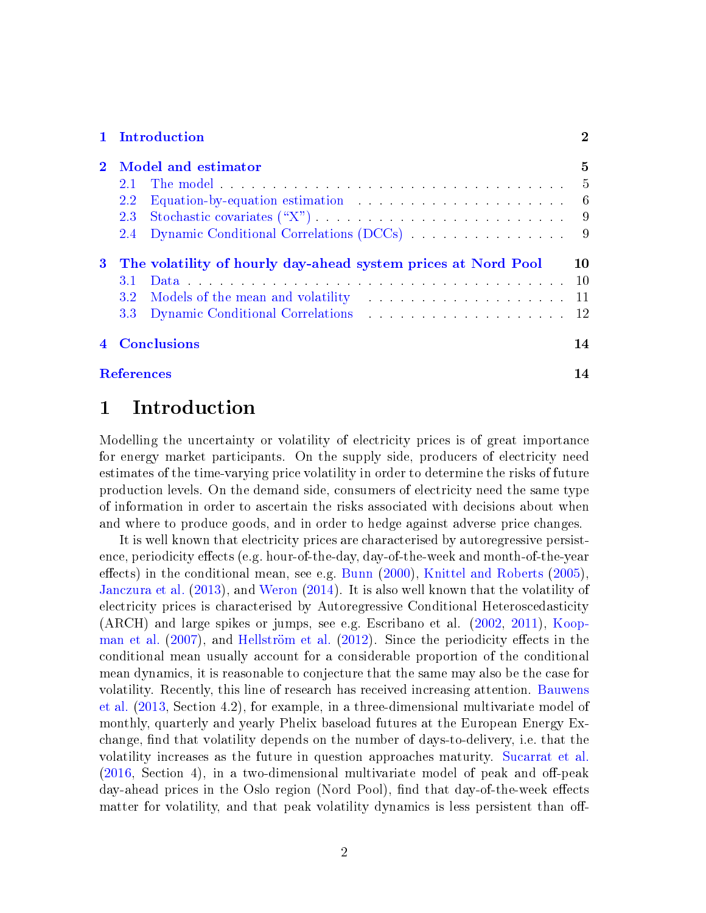| | | |
|---|---|---|
| **1** | **Introduction** | **2** |
| **2** | **Model and estimator** | **5** |
| | 2.1 The model | 5 |
| | 2.2 Equation-by-equation estimation | 6 |
| | 2.3 Stochastic covariates ("X") | 9 |
| | 2.4 Dynamic Conditional Correlations (DCCs) | 9 |
| **3** | **The volatility of hourly day-ahead system prices at Nord Pool** | **10** |
| | 3.1 Data | 10 |
| | 3.2 Models of the mean and volatility | 11 |
| | 3.3 Dynamic Conditional Correlations | 12 |
| **4** | **Conclusions** | **14** |
| | **References** | **14** |

# 1 Introduction

Modelling the uncertainty or volatility of electricity prices is of great importance for energy market participants. On the supply side, producers of electricity need estimates of the time-varying price volatility in order to determine the risks of future production levels. On the demand side, consumers of electricity need the same type of information in order to ascertain the risks associated with decisions about when and where to produce goods, and in order to hedge against adverse price changes.

It is well known that electricity prices are characterised by autoregressive persistence, periodicity effects (e.g. hour-of-the-day, day-of-the-week and month-of-the-year effects) in the conditional mean, see e.g. Bunn (2000), Knittel and Roberts (2005), Janczura et al. (2013), and Weron (2014). It is also well known that the volatility of electricity prices is characterised by Autoregressive Conditional Heteroscedasticity (ARCH) and large spikes or jumps, see e.g. Escribano et al. (2002, 2011), Koopman et al. (2007), and Hellström et al. (2012). Since the periodicity effects in the conditional mean usually account for a considerable proportion of the conditional mean dynamics, it is reasonable to conjecture that the same may also be the case for volatility. Recently, this line of research has received increasing attention. Bauwens et al. (2013, Section 4.2), for example, in a three-dimensional multivariate model of monthly, quarterly and yearly Phelix baseload futures at the European Energy Exchange, find that volatility depends on the number of days-to-delivery, i.e. that the volatility increases as the future in question approaches maturity. Sucarrat et al. (2016, Section 4), in a two-dimensional multivariate model of peak and off-peak day-ahead prices in the Oslo region (Nord Pool), find that day-of-the-week effects matter for volatility, and that peak volatility dynamics is less persistent than off-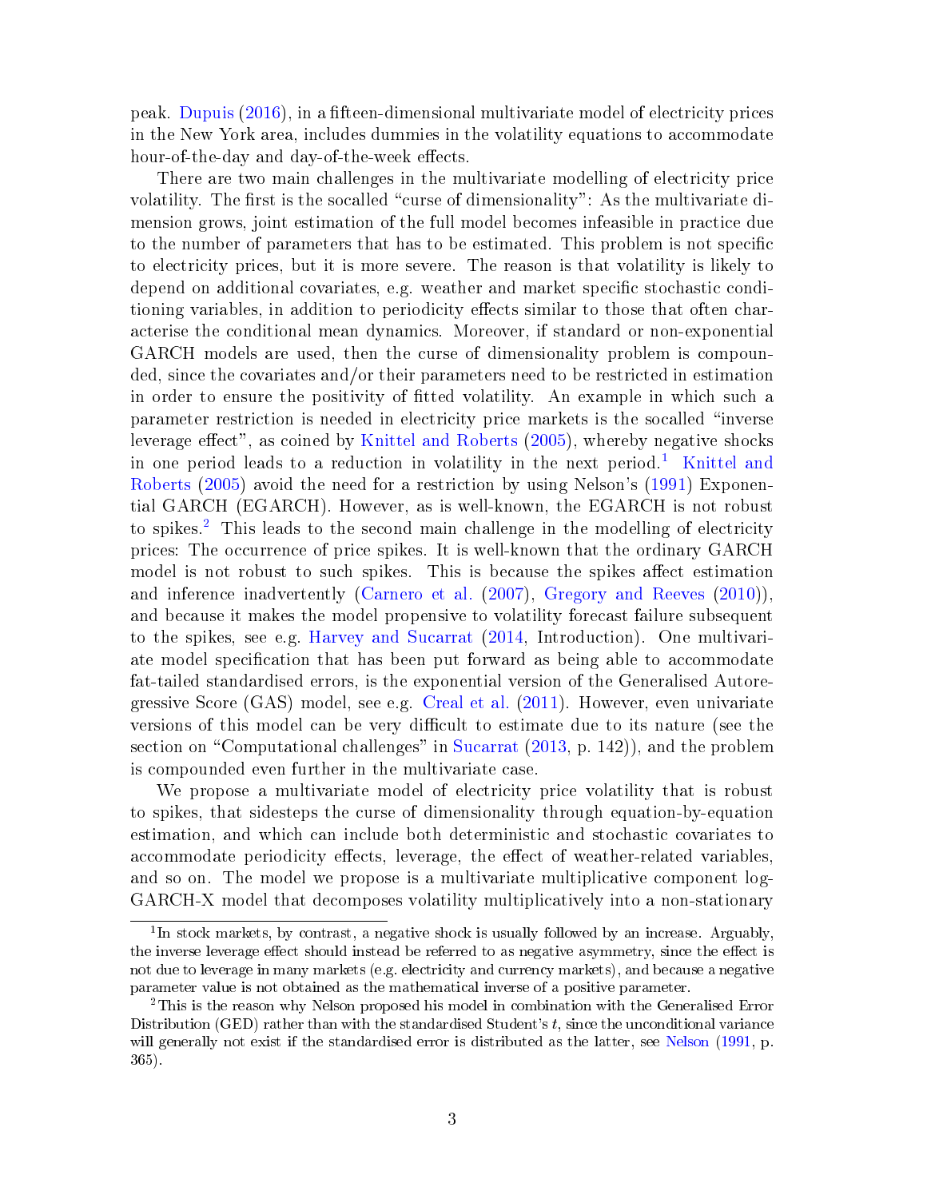peak. Dupuis (2016), in a fifteen-dimensional multivariate model of electricity prices in the New York area, includes dummies in the volatility equations to accommodate hour-of-the-day and day-of-the-week effects.

There are two main challenges in the multivariate modelling of electricity price volatility. The first is the socalled "curse of dimensionality": As the multivariate dimension grows, joint estimation of the full model becomes infeasible in practice due to the number of parameters that has to be estimated. This problem is not specific to electricity prices, but it is more severe. The reason is that volatility is likely to depend on additional covariates, e.g. weather and market specific stochastic conditioning variables, in addition to periodicity effects similar to those that often characterise the conditional mean dynamics. Moreover, if standard or non-exponential GARCH models are used, then the curse of dimensionality problem is compounded, since the covariates and/or their parameters need to be restricted in estimation in order to ensure the positivity of fitted volatility. An example in which such a parameter restriction is needed in electricity price markets is the socalled "inverse leverage effect", as coined by Knittel and Roberts (2005), whereby negative shocks in one period leads to a reduction in volatility in the next period.[1] Knittel and Roberts (2005) avoid the need for a restriction by using Nelson's (1991) Exponential GARCH (EGARCH). However, as is well-known, the EGARCH is not robust to spikes.[2] This leads to the second main challenge in the modelling of electricity prices: The occurrence of price spikes. It is well-known that the ordinary GARCH model is not robust to such spikes. This is because the spikes affect estimation and inference inadvertently (Carnero et al. (2007), Gregory and Reeves (2010)), and because it makes the model propensive to volatility forecast failure subsequent to the spikes, see e.g. Harvey and Sucarrat (2014, Introduction). One multivariate model specification that has been put forward as being able to accommodate fat-tailed standardised errors, is the exponential version of the Generalised Autoregressive Score (GAS) model, see e.g. Creal et al. (2011). However, even univariate versions of this model can be very difficult to estimate due to its nature (see the section on "Computational challenges" in Sucarrat (2013, p. 142)), and the problem is compounded even further in the multivariate case.

We propose a multivariate model of electricity price volatility that is robust to spikes, that sidesteps the curse of dimensionality through equation-by-equation estimation, and which can include both deterministic and stochastic covariates to accommodate periodicity effects, leverage, the effect of weather-related variables, and so on. The model we propose is a multivariate multiplicative component log-GARCH-X model that decomposes volatility multiplicatively into a non-stationary

[1] In stock markets, by contrast, a negative shock is usually followed by an increase. Arguably, the inverse leverage effect should instead be referred to as negative asymmetry, since the effect is not due to leverage in many markets (e.g. electricity and currency markets), and because a negative parameter value is not obtained as the mathematical inverse of a positive parameter.

[2] This is the reason why Nelson proposed his model in combination with the Generalised Error Distribution (GED) rather than with the standardised Student's $t$, since the unconditional variance will generally not exist if the standardised error is distributed as the latter, see Nelson (1991, p. 365).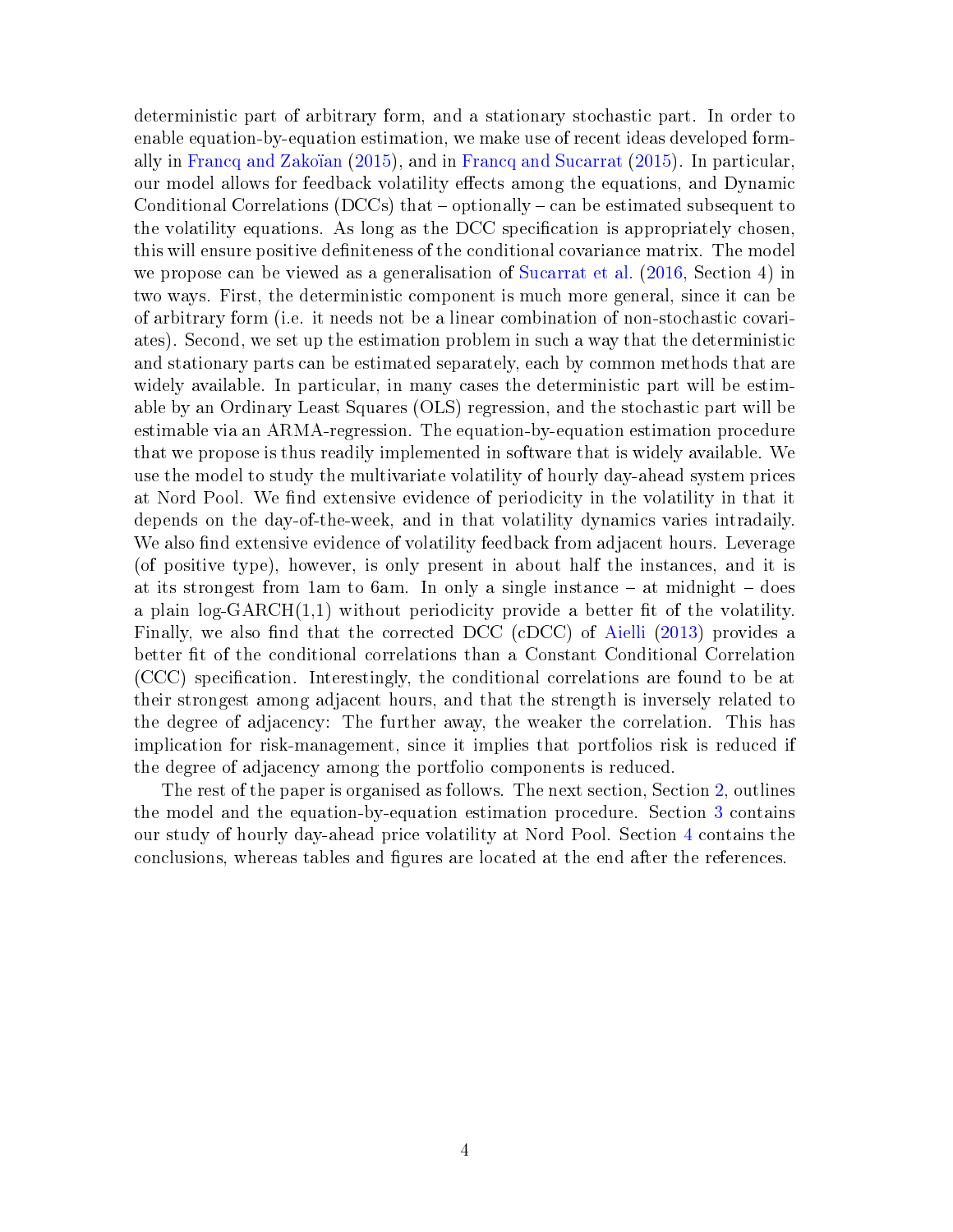deterministic part of arbitrary form, and a stationary stochastic part. In order to enable equation-by-equation estimation, we make use of recent ideas developed formally in Francq and Zakoïan (2015), and in Francq and Sucarrat (2015). In particular, our model allows for feedback volatility effects among the equations, and Dynamic Conditional Correlations (DCCs) that – optionally – can be estimated subsequent to the volatility equations. As long as the DCC specification is appropriately chosen, this will ensure positive definiteness of the conditional covariance matrix. The model we propose can be viewed as a generalisation of Sucarrat et al. (2016, Section 4) in two ways. First, the deterministic component is much more general, since it can be of arbitrary form (i.e. it needs not be a linear combination of non-stochastic covariates). Second, we set up the estimation problem in such a way that the deterministic and stationary parts can be estimated separately, each by common methods that are widely available. In particular, in many cases the deterministic part will be estimable by an Ordinary Least Squares (OLS) regression, and the stochastic part will be estimable via an ARMA-regression. The equation-by-equation estimation procedure that we propose is thus readily implemented in software that is widely available. We use the model to study the multivariate volatility of hourly day-ahead system prices at Nord Pool. We find extensive evidence of periodicity in the volatility in that it depends on the day-of-the-week, and in that volatility dynamics varies intradaily. We also find extensive evidence of volatility feedback from adjacent hours. Leverage (of positive type), however, is only present in about half the instances, and it is at its strongest from 1am to 6am. In only a single instance – at midnight – does a plain log-GARCH(1,1) without periodicity provide a better fit of the volatility. Finally, we also find that the corrected DCC (cDCC) of Aielli (2013) provides a better fit of the conditional correlations than a Constant Conditional Correlation (CCC) specification. Interestingly, the conditional correlations are found to be at their strongest among adjacent hours, and that the strength is inversely related to the degree of adjacency: The further away, the weaker the correlation. This has implication for risk-management, since it implies that portfolios risk is reduced if the degree of adjacency among the portfolio components is reduced.

The rest of the paper is organised as follows. The next section, Section 2, outlines the model and the equation-by-equation estimation procedure. Section 3 contains our study of hourly day-ahead price volatility at Nord Pool. Section 4 contains the conclusions, whereas tables and figures are located at the end after the references.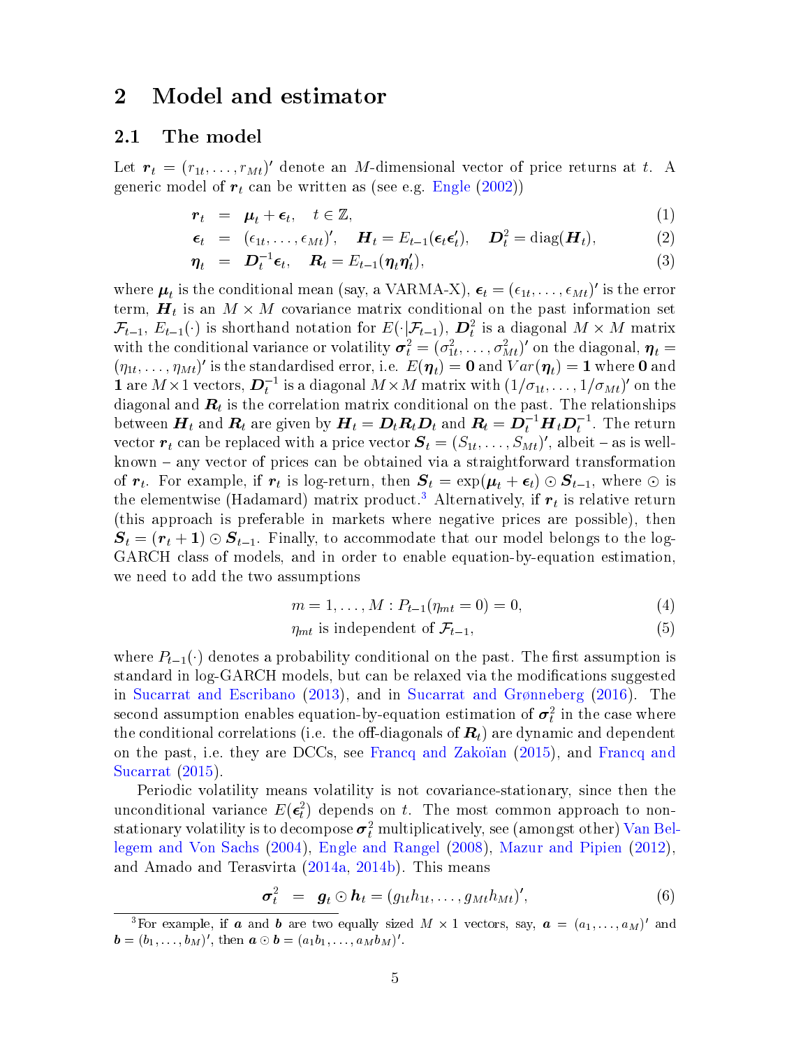# 2 Model and estimator

## 2.1 The model

Let $\boldsymbol{r}_t = (r_{1t}, \ldots, r_{Mt})'$ denote an $M$-dimensional vector of price returns at $t$. A generic model of $\boldsymbol{r}_t$ can be written as (see e.g. Engle (2002))

$$\boldsymbol{r}_t = \boldsymbol{\mu}_t + \boldsymbol{\epsilon}_t, \quad t \in \mathbb{Z}, \tag{1}$$

$$\boldsymbol{\epsilon}_t = (\epsilon_{1t}, \ldots, \epsilon_{Mt})', \quad \boldsymbol{H}_t = E_{t-1}(\boldsymbol{\epsilon}_t \boldsymbol{\epsilon}_t'), \quad \boldsymbol{D}_t^2 = \text{diag}(\boldsymbol{H}_t), \tag{2}$$

$$\boldsymbol{\eta}_t = \boldsymbol{D}_t^{-1} \boldsymbol{\epsilon}_t, \quad \boldsymbol{R}_t = E_{t-1}(\boldsymbol{\eta}_t \boldsymbol{\eta}_t'), \tag{3}$$

where $\boldsymbol{\mu}_t$ is the conditional mean (say, a VARMA-X), $\boldsymbol{\epsilon}_t = (\epsilon_{1t}, \ldots, \epsilon_{Mt})'$ is the error term, $\boldsymbol{H}_t$ is an $M \times M$ covariance matrix conditional on the past information set $\mathcal{F}_{t-1}$, $E_{t-1}(\cdot)$ is shorthand notation for $E(\cdot|\mathcal{F}_{t-1})$, $\boldsymbol{D}_t^2$ is a diagonal $M \times M$ matrix with the conditional variance or volatility $\boldsymbol{\sigma}_t^2 = (\sigma_{1t}^2, \ldots, \sigma_{Mt}^2)'$ on the diagonal, $\boldsymbol{\eta}_t = (\eta_{1t}, \ldots, \eta_{Mt})'$ is the standardised error, i.e. $E(\boldsymbol{\eta}_t) = \boldsymbol{0}$ and $Var(\boldsymbol{\eta}_t) = \boldsymbol{1}$ where $\boldsymbol{0}$ and $\boldsymbol{1}$ are $M \times 1$ vectors, $\boldsymbol{D}_t^{-1}$ is a diagonal $M \times M$ matrix with $(1/\sigma_{1t}, \ldots, 1/\sigma_{Mt})'$ on the diagonal and $\boldsymbol{R}_t$ is the correlation matrix conditional on the past. The relationships between $\boldsymbol{H}_t$ and $\boldsymbol{R}_t$ are given by $\boldsymbol{H}_t = \boldsymbol{D}_t \boldsymbol{R}_t \boldsymbol{D}_t$ and $\boldsymbol{R}_t = \boldsymbol{D}_t^{-1} \boldsymbol{H}_t \boldsymbol{D}_t^{-1}$. The return vector $\boldsymbol{r}_t$ can be replaced with a price vector $\boldsymbol{S}_t = (S_{1t}, \ldots, S_{Mt})'$, albeit – as is well-known – any vector of prices can be obtained via a straightforward transformation of $\boldsymbol{r}_t$. For example, if $\boldsymbol{r}_t$ is log-return, then $\boldsymbol{S}_t = \exp(\boldsymbol{\mu}_t + \boldsymbol{\epsilon}_t) \odot \boldsymbol{S}_{t-1}$, where $\odot$ is the elementwise (Hadamard) matrix product.[3] Alternatively, if $\boldsymbol{r}_t$ is relative return (this approach is preferable in markets where negative prices are possible), then $\boldsymbol{S}_t = (\boldsymbol{r}_t + \boldsymbol{1}) \odot \boldsymbol{S}_{t-1}$. Finally, to accommodate that our model belongs to the log-GARCH class of models, and in order to enable equation-by-equation estimation, we need to add the two assumptions

$$m = 1, \ldots, M : P_{t-1}(\eta_{mt} = 0) = 0, \tag{4}$$

$$\eta_{mt} \text{ is independent of } \mathcal{F}_{t-1}, \tag{5}$$

where $P_{t-1}(\cdot)$ denotes a probability conditional on the past. The first assumption is standard in log-GARCH models, but can be relaxed via the modifications suggested in Sucarrat and Escribano (2013), and in Sucarrat and Grønneberg (2016). The second assumption enables equation-by-equation estimation of $\boldsymbol{\sigma}_t^2$ in the case where the conditional correlations (i.e. the off-diagonals of $\boldsymbol{R}_t$) are dynamic and dependent on the past, i.e. they are DCCs, see Francq and Zakoïan (2015), and Francq and Sucarrat (2015).

Periodic volatility means volatility is not covariance-stationary, since then the unconditional variance $E(\boldsymbol{\epsilon}_t^2)$ depends on $t$. The most common approach to non-stationary volatility is to decompose $\boldsymbol{\sigma}_t^2$ multiplicatively, see (amongst other) Van Bellegem and Von Sachs (2004), Engle and Rangel (2008), Mazur and Pipien (2012), and Amado and Terasvirta (2014a, 2014b). This means

$$\boldsymbol{\sigma}_t^2 = \boldsymbol{g}_t \odot \boldsymbol{h}_t = (g_{1t}h_{1t}, \ldots, g_{Mt}h_{Mt})', \tag{6}$$

[3] For example, if $\boldsymbol{a}$ and $\boldsymbol{b}$ are two equally sized $M \times 1$ vectors, say, $\boldsymbol{a} = (a_1, \ldots, a_M)'$ and $\boldsymbol{b} = (b_1, \ldots, b_M)'$, then $\boldsymbol{a} \odot \boldsymbol{b} = (a_1 b_1, \ldots, a_M b_M)'$.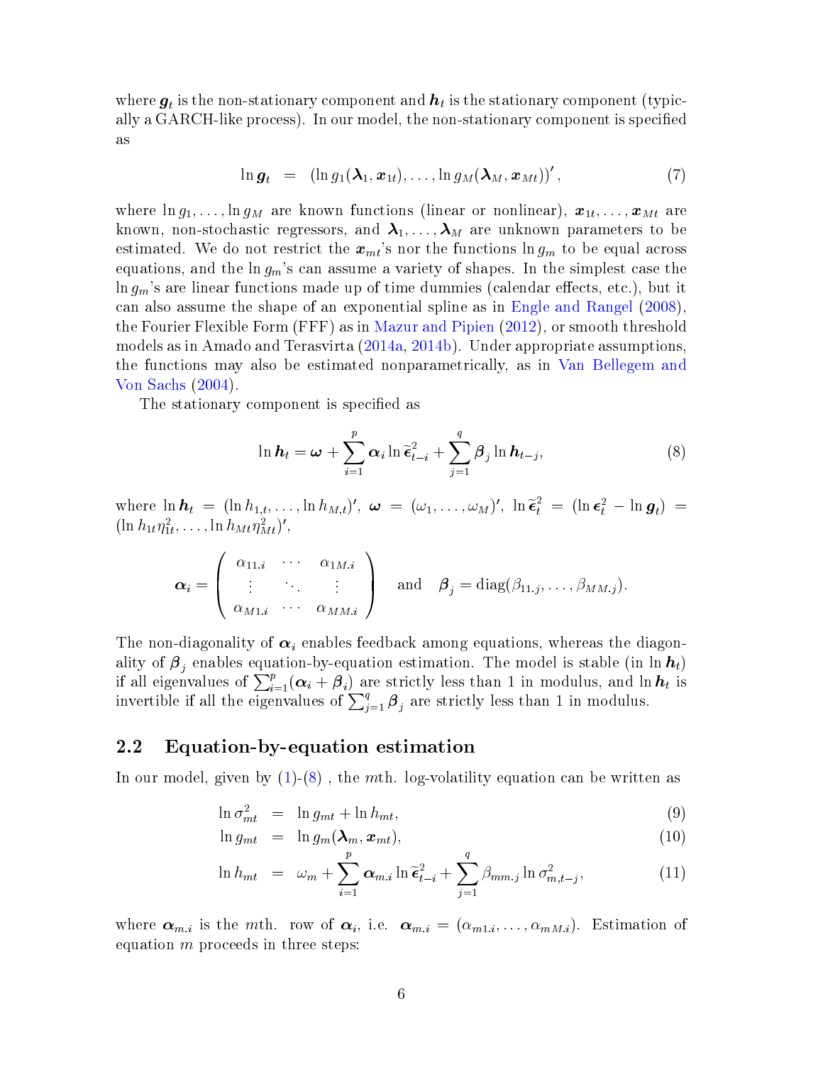where $\boldsymbol{g}_t$ is the non-stationary component and $\boldsymbol{h}_t$ is the stationary component (typically a GARCH-like process). In our model, the non-stationary component is specified as

$$\ln \boldsymbol{g}_t \;=\; (\ln g_1(\boldsymbol{\lambda}_1, \boldsymbol{x}_{1t}), \ldots, \ln g_M(\boldsymbol{\lambda}_M, \boldsymbol{x}_{Mt}))', \tag{7}$$

where $\ln g_1, \ldots, \ln g_M$ are known functions (linear or nonlinear), $\boldsymbol{x}_{1t}, \ldots, \boldsymbol{x}_{Mt}$ are known, non-stochastic regressors, and $\boldsymbol{\lambda}_1, \ldots, \boldsymbol{\lambda}_M$ are unknown parameters to be estimated. We do not restrict the $\boldsymbol{x}_{mt}$'s nor the functions $\ln g_m$ to be equal across equations, and the $\ln g_m$'s can assume a variety of shapes. In the simplest case the $\ln g_m$'s are linear functions made up of time dummies (calendar effects, etc.), but it can also assume the shape of an exponential spline as in Engle and Rangel (2008), the Fourier Flexible Form (FFF) as in Mazur and Pipien (2012), or smooth threshold models as in Amado and Terasvirta (2014a, 2014b). Under appropriate assumptions, the functions may also be estimated nonparametrically, as in Van Bellegem and Von Sachs (2004).

The stationary component is specified as

$$\ln \boldsymbol{h}_t = \boldsymbol{\omega} + \sum_{i=1}^{p} \boldsymbol{\alpha}_i \ln \widetilde{\boldsymbol{\epsilon}}^2_{t-i} + \sum_{j=1}^{q} \boldsymbol{\beta}_j \ln \boldsymbol{h}_{t-j}, \tag{8}$$

where $\ln \boldsymbol{h}_t = (\ln h_{1,t}, \ldots, \ln h_{M,t})'$, $\boldsymbol{\omega} = (\omega_1, \ldots, \omega_M)'$, $\ln \widetilde{\boldsymbol{\epsilon}}^2_t = (\ln \boldsymbol{\epsilon}^2_t - \ln \boldsymbol{g}_t) = (\ln h_{1t}\eta^2_{1t}, \ldots, \ln h_{Mt}\eta^2_{Mt})'$,

$$\boldsymbol{\alpha}_i = \begin{pmatrix} \alpha_{11.i} & \cdots & \alpha_{1M.i} \\ \vdots & \ddots & \vdots \\ \alpha_{M1.i} & \cdots & \alpha_{MM.i} \end{pmatrix} \quad \text{and} \quad \boldsymbol{\beta}_j = \text{diag}(\beta_{11.j}, \ldots, \beta_{MM.j}).$$

The non-diagonality of $\boldsymbol{\alpha}_i$ enables feedback among equations, whereas the diagonality of $\boldsymbol{\beta}_j$ enables equation-by-equation estimation. The model is stable (in $\ln \boldsymbol{h}_t$) if all eigenvalues of $\sum_{i=1}^{p}(\boldsymbol{\alpha}_i + \boldsymbol{\beta}_i)$ are strictly less than 1 in modulus, and $\ln \boldsymbol{h}_t$ is invertible if all the eigenvalues of $\sum_{j=1}^{q} \boldsymbol{\beta}_j$ are strictly less than 1 in modulus.

## 2.2 Equation-by-equation estimation

In our model, given by (1)-(8) , the $m$th. log-volatility equation can be written as

$$\ln \sigma^2_{mt} \;=\; \ln g_{mt} + \ln h_{mt}, \tag{9}$$

$$\ln g_{mt} \;=\; \ln g_m(\boldsymbol{\lambda}_m, \boldsymbol{x}_{mt}), \tag{10}$$

$$\ln h_{mt} \;=\; \omega_m + \sum_{i=1}^{p} \boldsymbol{\alpha}_{m.i} \ln \widetilde{\boldsymbol{\epsilon}}^2_{t-i} + \sum_{j=1}^{q} \beta_{mm.j} \ln \sigma^2_{m,t-j}, \tag{11}$$

where $\boldsymbol{\alpha}_{m.i}$ is the $m$th. row of $\boldsymbol{\alpha}_i$, i.e. $\boldsymbol{\alpha}_{m.i} = (\alpha_{m1.i}, \ldots, \alpha_{mM.i})$. Estimation of equation $m$ proceeds in three steps: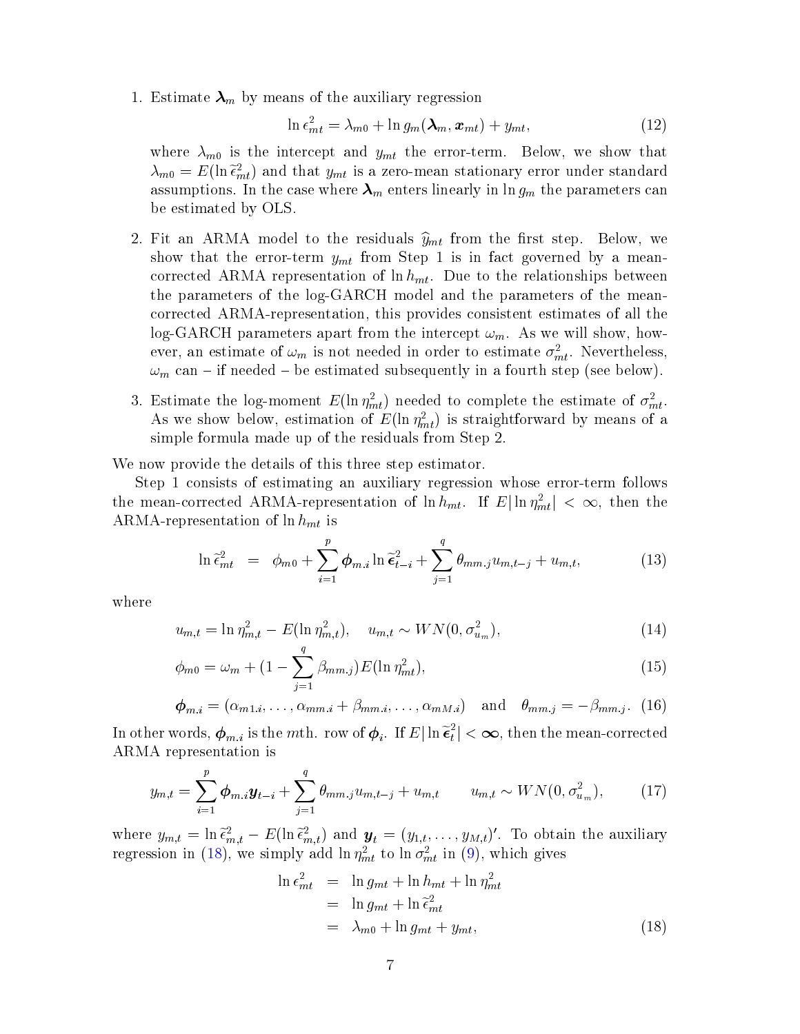1. Estimate $\boldsymbol{\lambda}_m$ by means of the auxiliary regression

$$\ln \epsilon_{mt}^2 = \lambda_{m0} + \ln g_m(\boldsymbol{\lambda}_m, \boldsymbol{x}_{mt}) + y_{mt}, \tag{12}$$

where $\lambda_{m0}$ is the intercept and $y_{mt}$ the error-term. Below, we show that $\lambda_{m0} = E(\ln \tilde{\epsilon}_{mt}^2)$ and that $y_{mt}$ is a zero-mean stationary error under standard assumptions. In the case where $\boldsymbol{\lambda}_m$ enters linearly in $\ln g_m$ the parameters can be estimated by OLS.

2. Fit an ARMA model to the residuals $\widehat{y}_{mt}$ from the first step. Below, we show that the error-term $y_{mt}$ from Step 1 is in fact governed by a mean-corrected ARMA representation of $\ln h_{mt}$. Due to the relationships between the parameters of the log-GARCH model and the parameters of the mean-corrected ARMA-representation, this provides consistent estimates of all the log-GARCH parameters apart from the intercept $\omega_m$. As we will show, however, an estimate of $\omega_m$ is not needed in order to estimate $\sigma_{mt}^2$. Nevertheless, $\omega_m$ can – if needed – be estimated subsequently in a fourth step (see below).

3. Estimate the log-moment $E(\ln \eta_{mt}^2)$ needed to complete the estimate of $\sigma_{mt}^2$. As we show below, estimation of $E(\ln \eta_{mt}^2)$ is straightforward by means of a simple formula made up of the residuals from Step 2.

We now provide the details of this three step estimator.

Step 1 consists of estimating an auxiliary regression whose error-term follows the mean-corrected ARMA-representation of $\ln h_{mt}$. If $E|\ln \eta_{mt}^2| < \infty$, then the ARMA-representation of $\ln h_{mt}$ is

$$\ln \tilde{\epsilon}_{mt}^2 \;\; = \;\; \phi_{m0} + \sum_{i=1}^{p} \boldsymbol{\phi}_{m.i} \ln \tilde{\boldsymbol{\epsilon}}_{t-i}^2 + \sum_{j=1}^{q} \theta_{mm.j} u_{m,t-j} + u_{m,t}, \tag{13}$$

where

$$u_{m,t} = \ln \eta_{m,t}^2 - E(\ln \eta_{m,t}^2), \quad u_{m,t} \sim WN(0, \sigma_{u_m}^2), \tag{14}$$

$$\phi_{m0} = \omega_m + (1 - \sum_{j=1}^{q} \beta_{mm.j}) E(\ln \eta_{mt}^2), \tag{15}$$

$$\boldsymbol{\phi}_{m.i} = (\alpha_{m1.i}, \ldots, \alpha_{mm.i} + \beta_{mm.i}, \ldots, \alpha_{mM.i}) \quad \text{and} \quad \theta_{mm.j} = -\beta_{mm.j}. \tag{16}$$

In other words, $\boldsymbol{\phi}_{m.i}$ is the $m$th. row of $\boldsymbol{\phi}_i$. If $E|\ln \tilde{\boldsymbol{\epsilon}}_t^2| < \boldsymbol{\infty}$, then the mean-corrected ARMA representation is

$$y_{m,t} = \sum_{i=1}^{p} \boldsymbol{\phi}_{m.i} \boldsymbol{y}_{t-i} + \sum_{j=1}^{q} \theta_{mm.j} u_{m,t-j} + u_{m,t} \qquad u_{m,t} \sim WN(0, \sigma_{u_m}^2), \tag{17}$$

where $y_{m,t} = \ln \tilde{\epsilon}_{m,t}^2 - E(\ln \tilde{\epsilon}_{m,t}^2)$ and $\boldsymbol{y}_t = (y_{1,t}, \ldots, y_{M,t})'$. To obtain the auxiliary regression in (18), we simply add $\ln \eta_{mt}^2$ to $\ln \sigma_{mt}^2$ in (9), which gives

$$\begin{aligned} \ln \epsilon_{mt}^2 &= \ln g_{mt} + \ln h_{mt} + \ln \eta_{mt}^2 \\ &= \ln g_{mt} + \ln \tilde{\epsilon}_{mt}^2 \\ &= \lambda_{m0} + \ln g_{mt} + y_{mt}, \end{aligned} \tag{18}$$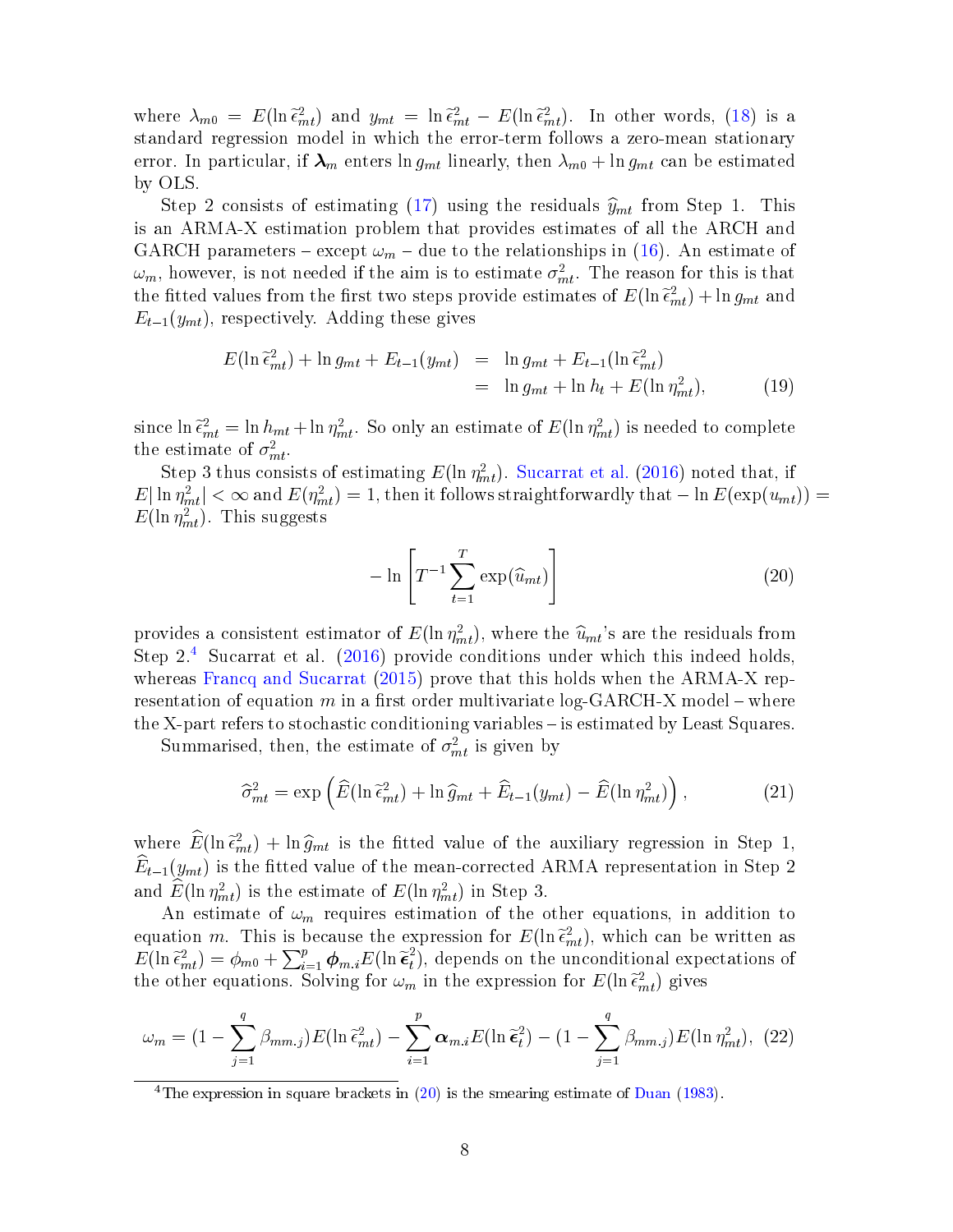where $\lambda_{m0} = E(\ln \widetilde{\epsilon}_{mt}^2)$ and $y_{mt} = \ln \widetilde{\epsilon}_{mt}^2 - E(\ln \widetilde{\epsilon}_{mt}^2)$. In other words, (18) is a standard regression model in which the error-term follows a zero-mean stationary error. In particular, if $\boldsymbol{\lambda}_m$ enters $\ln g_{mt}$ linearly, then $\lambda_{m0} + \ln g_{mt}$ can be estimated by OLS.

Step 2 consists of estimating (17) using the residuals $\widehat{y}_{mt}$ from Step 1. This is an ARMA-X estimation problem that provides estimates of all the ARCH and GARCH parameters – except $\omega_m$ – due to the relationships in (16). An estimate of $\omega_m$, however, is not needed if the aim is to estimate $\sigma_{mt}^2$. The reason for this is that the fitted values from the first two steps provide estimates of $E(\ln \widetilde{\epsilon}_{mt}^2) + \ln g_{mt}$ and $E_{t-1}(y_{mt})$, respectively. Adding these gives

$$
\begin{aligned}
E(\ln \widetilde{\epsilon}_{mt}^2) + \ln g_{mt} + E_{t-1}(y_{mt}) &= \ln g_{mt} + E_{t-1}(\ln \widetilde{\epsilon}_{mt}^2) \\
&= \ln g_{mt} + \ln h_t + E(\ln \eta_{mt}^2), \qquad (19)
\end{aligned}
$$

since $\ln \widetilde{\epsilon}_{mt}^2 = \ln h_{mt} + \ln \eta_{mt}^2$. So only an estimate of $E(\ln \eta_{mt}^2)$ is needed to complete the estimate of $\sigma_{mt}^2$.

Step 3 thus consists of estimating $E(\ln \eta_{mt}^2)$. Sucarrat et al. (2016) noted that, if $E|\ln \eta_{mt}^2| < \infty$ and $E(\eta_{mt}^2) = 1$, then it follows straightforwardly that $-\ln E(\exp(u_{mt})) = E(\ln \eta_{mt}^2)$. This suggests

$$
-\ln \left[ T^{-1} \sum_{t=1}^{T} \exp(\widehat{u}_{mt}) \right] \qquad (20)
$$

provides a consistent estimator of $E(\ln \eta_{mt}^2)$, where the $\widehat{u}_{mt}$'s are the residuals from Step 2.[4] Sucarrat et al. (2016) provide conditions under which this indeed holds, whereas Francq and Sucarrat (2015) prove that this holds when the ARMA-X representation of equation $m$ in a first order multivariate log-GARCH-X model – where the X-part refers to stochastic conditioning variables – is estimated by Least Squares.

Summarised, then, the estimate of $\sigma_{mt}^2$ is given by

$$
\widehat{\sigma}_{mt}^2 = \exp\left( \widehat{E}(\ln \widetilde{\epsilon}_{mt}^2) + \ln \widehat{g}_{mt} + \widehat{E}_{t-1}(y_{mt}) - \widehat{E}(\ln \eta_{mt}^2) \right), \qquad (21)
$$

where $\widehat{E}(\ln \widetilde{\epsilon}_{mt}^2) + \ln \widehat{g}_{mt}$ is the fitted value of the auxiliary regression in Step 1, $\widehat{E}_{t-1}(y_{mt})$ is the fitted value of the mean-corrected ARMA representation in Step 2 and $\widehat{E}(\ln \eta_{mt}^2)$ is the estimate of $E(\ln \eta_{mt}^2)$ in Step 3.

An estimate of $\omega_m$ requires estimation of the other equations, in addition to equation $m$. This is because the expression for $E(\ln \widetilde{\epsilon}_{mt}^2)$, which can be written as $E(\ln \widetilde{\epsilon}_{mt}^2) = \phi_{m0} + \sum_{i=1}^{p} \boldsymbol{\phi}_{m.i} E(\ln \widetilde{\boldsymbol{\epsilon}}_t^2)$, depends on the unconditional expectations of the other equations. Solving for $\omega_m$ in the expression for $E(\ln \widetilde{\epsilon}_{mt}^2)$ gives

$$
\omega_m = (1 - \sum_{j=1}^{q} \beta_{mm.j}) E(\ln \widetilde{\epsilon}_{mt}^2) - \sum_{i=1}^{p} \boldsymbol{\alpha}_{m.i} E(\ln \widetilde{\boldsymbol{\epsilon}}_t^2) - (1 - \sum_{j=1}^{q} \beta_{mm.j}) E(\ln \eta_{mt}^2), \quad (22)
$$

[4] The expression in square brackets in (20) is the smearing estimate of Duan (1983).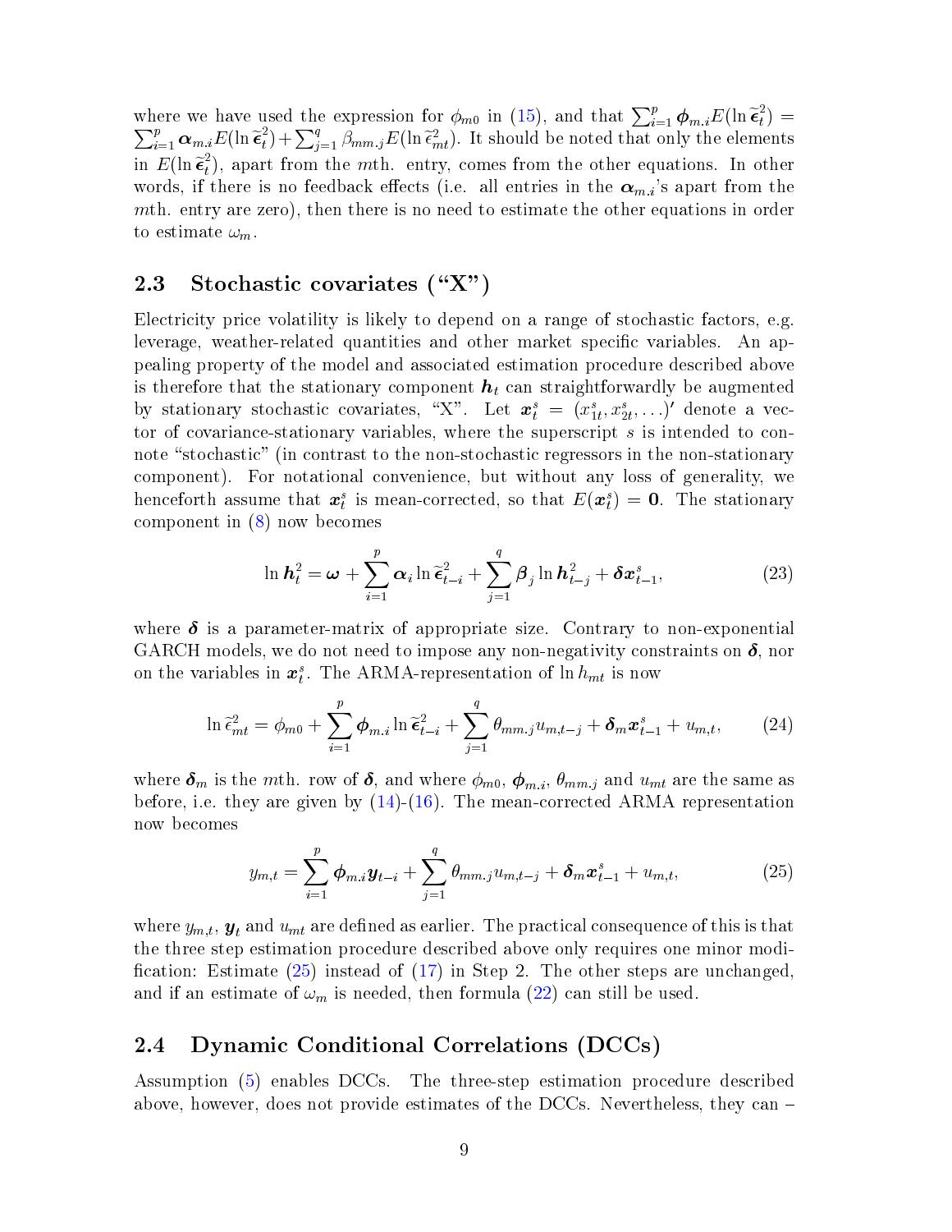where we have used the expression for $\phi_{m0}$ in (15), and that $\sum_{i=1}^{p} \boldsymbol{\phi}_{m.i} E(\ln \widetilde{\boldsymbol{\epsilon}}_t^2) = \sum_{i=1}^{p} \boldsymbol{\alpha}_{m.i} E(\ln \widetilde{\boldsymbol{\epsilon}}_t^2) + \sum_{j=1}^{q} \beta_{mm.j} E(\ln \widetilde{\epsilon}_{mt}^2)$. It should be noted that only the elements in $E(\ln \widetilde{\boldsymbol{\epsilon}}_t^2)$, apart from the $m$th. entry, comes from the other equations. In other words, if there is no feedback effects (i.e. all entries in the $\boldsymbol{\alpha}_{m.i}$'s apart from the $m$th. entry are zero), then there is no need to estimate the other equations in order to estimate $\omega_m$.

## 2.3 Stochastic covariates ("X")

Electricity price volatility is likely to depend on a range of stochastic factors, e.g. leverage, weather-related quantities and other market specific variables. An appealing property of the model and associated estimation procedure described above is therefore that the stationary component $\boldsymbol{h}_t$ can straightforwardly be augmented by stationary stochastic covariates, "X". Let $\boldsymbol{x}_t^s = (x_{1t}^s, x_{2t}^s, \ldots)'$ denote a vector of covariance-stationary variables, where the superscript $s$ is intended to connote "stochastic" (in contrast to the non-stochastic regressors in the non-stationary component). For notational convenience, but without any loss of generality, we henceforth assume that $\boldsymbol{x}_t^s$ is mean-corrected, so that $E(\boldsymbol{x}_t^s) = \boldsymbol{0}$. The stationary component in (8) now becomes

$$\ln \boldsymbol{h}_t^2 = \boldsymbol{\omega} + \sum_{i=1}^{p} \boldsymbol{\alpha}_i \ln \widetilde{\boldsymbol{\epsilon}}_{t-i}^2 + \sum_{j=1}^{q} \boldsymbol{\beta}_j \ln \boldsymbol{h}_{t-j}^2 + \boldsymbol{\delta} \boldsymbol{x}_{t-1}^s, \tag{23}$$

where $\boldsymbol{\delta}$ is a parameter-matrix of appropriate size. Contrary to non-exponential GARCH models, we do not need to impose any non-negativity constraints on $\boldsymbol{\delta}$, nor on the variables in $\boldsymbol{x}_t^s$. The ARMA-representation of $\ln h_{mt}$ is now

$$\ln \widetilde{\epsilon}_{mt}^2 = \phi_{m0} + \sum_{i=1}^{p} \boldsymbol{\phi}_{m.i} \ln \widetilde{\boldsymbol{\epsilon}}_{t-i}^2 + \sum_{j=1}^{q} \theta_{mm.j} u_{m,t-j} + \boldsymbol{\delta}_m \boldsymbol{x}_{t-1}^s + u_{m,t}, \tag{24}$$

where $\boldsymbol{\delta}_m$ is the $m$th. row of $\boldsymbol{\delta}$, and where $\phi_{m0}$, $\boldsymbol{\phi}_{m.i}$, $\theta_{mm.j}$ and $u_{mt}$ are the same as before, i.e. they are given by (14)-(16). The mean-corrected ARMA representation now becomes

$$y_{m,t} = \sum_{i=1}^{p} \boldsymbol{\phi}_{m.i} \boldsymbol{y}_{t-i} + \sum_{j=1}^{q} \theta_{mm.j} u_{m,t-j} + \boldsymbol{\delta}_m \boldsymbol{x}_{t-1}^s + u_{m,t}, \tag{25}$$

where $y_{m,t}$, $\boldsymbol{y}_t$ and $u_{mt}$ are defined as earlier. The practical consequence of this is that the three step estimation procedure described above only requires one minor modification: Estimate (25) instead of (17) in Step 2. The other steps are unchanged, and if an estimate of $\omega_m$ is needed, then formula (22) can still be used.

## 2.4 Dynamic Conditional Correlations (DCCs)

Assumption (5) enables DCCs. The three-step estimation procedure described above, however, does not provide estimates of the DCCs. Nevertheless, they can –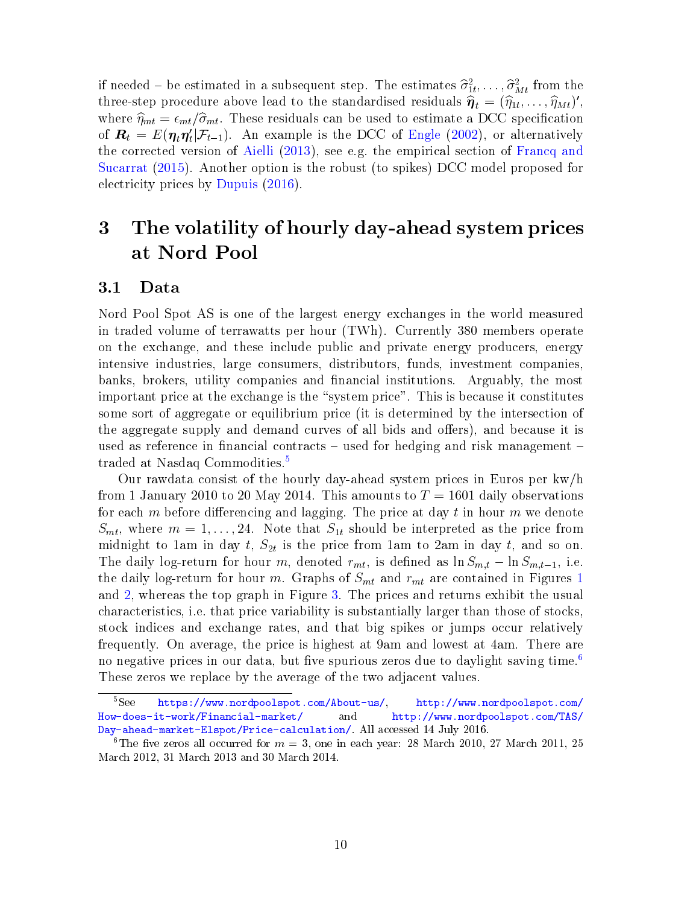if needed – be estimated in a subsequent step. The estimates $\widehat{\sigma}^2_{1t}, \ldots, \widehat{\sigma}^2_{Mt}$ from the three-step procedure above lead to the standardised residuals $\widehat{\boldsymbol{\eta}}_t = (\widehat{\eta}_{1t}, \ldots, \widehat{\eta}_{Mt})'$, where $\widehat{\eta}_{mt} = \epsilon_{mt}/\widehat{\sigma}_{mt}$. These residuals can be used to estimate a DCC specification of $\boldsymbol{R}_t = E(\boldsymbol{\eta}_t\boldsymbol{\eta}_t'|\mathcal{F}_{t-1})$. An example is the DCC of Engle (2002), or alternatively the corrected version of Aielli (2013), see e.g. the empirical section of Francq and Sucarrat (2015). Another option is the robust (to spikes) DCC model proposed for electricity prices by Dupuis (2016).

# 3 The volatility of hourly day-ahead system prices at Nord Pool

## 3.1 Data

Nord Pool Spot AS is one of the largest energy exchanges in the world measured in traded volume of terrawatts per hour (TWh). Currently 380 members operate on the exchange, and these include public and private energy producers, energy intensive industries, large consumers, distributors, funds, investment companies, banks, brokers, utility companies and financial institutions. Arguably, the most important price at the exchange is the "system price". This is because it constitutes some sort of aggregate or equilibrium price (it is determined by the intersection of the aggregate supply and demand curves of all bids and offers), and because it is used as reference in financial contracts – used for hedging and risk management – traded at Nasdaq Commodities.[5]

Our rawdata consist of the hourly day-ahead system prices in Euros per kw/h from 1 January 2010 to 20 May 2014. This amounts to $T = 1601$ daily observations for each $m$ before differencing and lagging. The price at day $t$ in hour $m$ we denote $S_{mt}$, where $m = 1, \ldots, 24$. Note that $S_{1t}$ should be interpreted as the price from midnight to 1am in day $t$, $S_{2t}$ is the price from 1am to 2am in day $t$, and so on. The daily log-return for hour $m$, denoted $r_{mt}$, is defined as $\ln S_{m,t} - \ln S_{m,t-1}$, i.e. the daily log-return for hour $m$. Graphs of $S_{mt}$ and $r_{mt}$ are contained in Figures 1 and 2, whereas the top graph in Figure 3. The prices and returns exhibit the usual characteristics, i.e. that price variability is substantially larger than those of stocks, stock indices and exchange rates, and that big spikes or jumps occur relatively frequently. On average, the price is highest at 9am and lowest at 4am. There are no negative prices in our data, but five spurious zeros due to daylight saving time.[6] These zeros we replace by the average of the two adjacent values.

---

[5] See https://www.nordpoolspot.com/About-us/, http://www.nordpoolspot.com/How-does-it-work/Financial-market/ and http://www.nordpoolspot.com/TAS/Day-ahead-market-Elspot/Price-calculation/. All accessed 14 July 2016.

[6] The five zeros all occurred for $m = 3$, one in each year: 28 March 2010, 27 March 2011, 25 March 2012, 31 March 2013 and 30 March 2014.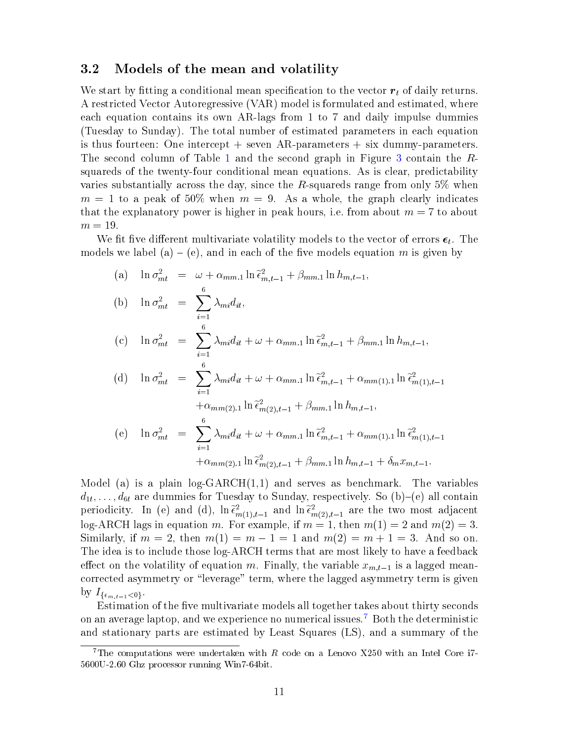## 3.2 Models of the mean and volatility

We start by fitting a conditional mean specification to the vector $\boldsymbol{r}_t$ of daily returns. A restricted Vector Autoregressive (VAR) model is formulated and estimated, where each equation contains its own AR-lags from 1 to 7 and daily impulse dummies (Tuesday to Sunday). The total number of estimated parameters in each equation is thus fourteen: One intercept + seven AR-parameters + six dummy-parameters. The second column of Table 1 and the second graph in Figure 3 contain the $R$-squareds of the twenty-four conditional mean equations. As is clear, predictability varies substantially across the day, since the $R$-squareds range from only 5% when $m = 1$ to a peak of 50% when $m = 9$. As a whole, the graph clearly indicates that the explanatory power is higher in peak hours, i.e. from about $m = 7$ to about $m = 19$.

We fit five different multivariate volatility models to the vector of errors $\boldsymbol{\epsilon}_t$. The models we label (a) – (e), and in each of the five models equation $m$ is given by

$$
\begin{aligned}
\text{(a)} \quad \ln \sigma_{mt}^2 &= \omega + \alpha_{mm.1} \ln \widetilde{\epsilon}_{m,t-1}^2 + \beta_{mm.1} \ln h_{m,t-1}, \\
\text{(b)} \quad \ln \sigma_{mt}^2 &= \sum_{i=1}^{6} \lambda_{mi} d_{it}, \\
\text{(c)} \quad \ln \sigma_{mt}^2 &= \sum_{i=1}^{6} \lambda_{mi} d_{it} + \omega + \alpha_{mm.1} \ln \widetilde{\epsilon}_{m,t-1}^2 + \beta_{mm.1} \ln h_{m,t-1}, \\
\text{(d)} \quad \ln \sigma_{mt}^2 &= \sum_{i=1}^{6} \lambda_{mi} d_{it} + \omega + \alpha_{mm.1} \ln \widetilde{\epsilon}_{m,t-1}^2 + \alpha_{mm(1).1} \ln \widetilde{\epsilon}_{m(1),t-1}^2 \\
&\quad + \alpha_{mm(2).1} \ln \widetilde{\epsilon}_{m(2),t-1}^2 + \beta_{mm.1} \ln h_{m,t-1}, \\
\text{(e)} \quad \ln \sigma_{mt}^2 &= \sum_{i=1}^{6} \lambda_{mi} d_{it} + \omega + \alpha_{mm.1} \ln \widetilde{\epsilon}_{m,t-1}^2 + \alpha_{mm(1).1} \ln \widetilde{\epsilon}_{m(1),t-1}^2 \\
&\quad + \alpha_{mm(2).1} \ln \widetilde{\epsilon}_{m(2),t-1}^2 + \beta_{mm.1} \ln h_{m,t-1} + \delta_m x_{m,t-1}.
\end{aligned}
$$

Model (a) is a plain log-GARCH(1,1) and serves as benchmark. The variables $d_{1t}, \ldots, d_{6t}$ are dummies for Tuesday to Sunday, respectively. So (b)–(e) all contain periodicity. In (e) and (d), $\ln \widetilde{\epsilon}_{m(1),t-1}^2$ and $\ln \widetilde{\epsilon}_{m(2),t-1}^2$ are the two most adjacent log-ARCH lags in equation $m$. For example, if $m = 1$, then $m(1) = 2$ and $m(2) = 3$. Similarly, if $m = 2$, then $m(1) = m - 1 = 1$ and $m(2) = m + 1 = 3$. And so on. The idea is to include those log-ARCH terms that are most likely to have a feedback effect on the volatility of equation $m$. Finally, the variable $x_{m,t-1}$ is a lagged mean-corrected asymmetry or "leverage" term, where the lagged asymmetry term is given by $I_{\{\epsilon_{m,t-1}<0\}}$.

Estimation of the five multivariate models all together takes about thirty seconds on an average laptop, and we experience no numerical issues.[7] Both the deterministic and stationary parts are estimated by Least Squares (LS), and a summary of the

[7] The computations were undertaken with $R$ code on a Lenovo X250 with an Intel Core i7-5600U-2.60 Ghz processor running Win7-64bit.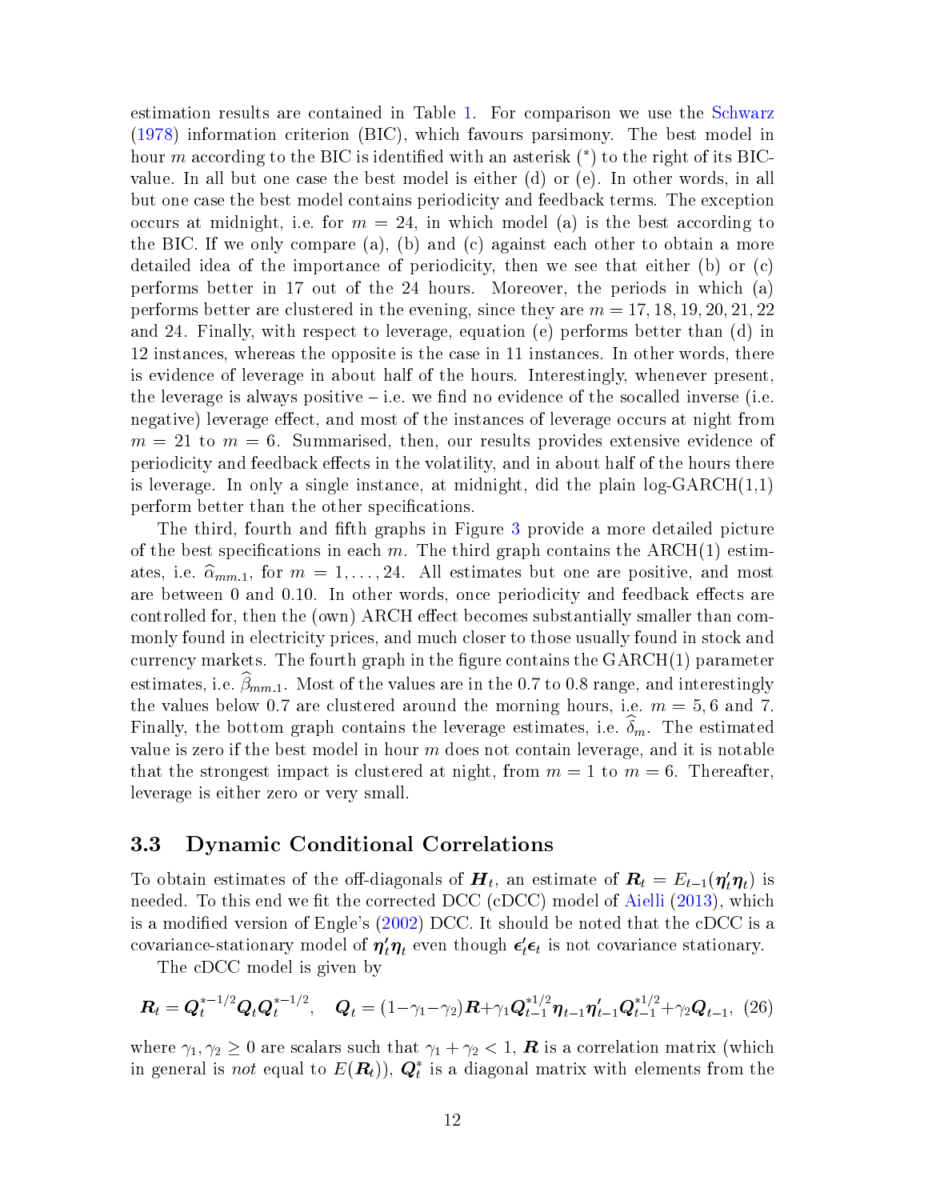estimation results are contained in Table 1. For comparison we use the Schwarz (1978) information criterion (BIC), which favours parsimony. The best model in hour $m$ according to the BIC is identified with an asterisk ($^*$) to the right of its BIC-value. In all but one case the best model is either (d) or (e). In other words, in all but one case the best model contains periodicity and feedback terms. The exception occurs at midnight, i.e. for $m = 24$, in which model (a) is the best according to the BIC. If we only compare (a), (b) and (c) against each other to obtain a more detailed idea of the importance of periodicity, then we see that either (b) or (c) performs better in 17 out of the 24 hours. Moreover, the periods in which (a) performs better are clustered in the evening, since they are $m = 17, 18, 19, 20, 21, 22$ and 24. Finally, with respect to leverage, equation (e) performs better than (d) in 12 instances, whereas the opposite is the case in 11 instances. In other words, there is evidence of leverage in about half of the hours. Interestingly, whenever present, the leverage is always positive – i.e. we find no evidence of the socalled inverse (i.e. negative) leverage effect, and most of the instances of leverage occurs at night from $m = 21$ to $m = 6$. Summarised, then, our results provides extensive evidence of periodicity and feedback effects in the volatility, and in about half of the hours there is leverage. In only a single instance, at midnight, did the plain log-GARCH(1,1) perform better than the other specifications.

The third, fourth and fifth graphs in Figure 3 provide a more detailed picture of the best specifications in each $m$. The third graph contains the ARCH(1) estimates, i.e. $\widehat{\alpha}_{mm.1}$, for $m = 1, \ldots, 24$. All estimates but one are positive, and most are between 0 and 0.10. In other words, once periodicity and feedback effects are controlled for, then the (own) ARCH effect becomes substantially smaller than commonly found in electricity prices, and much closer to those usually found in stock and currency markets. The fourth graph in the figure contains the GARCH(1) parameter estimates, i.e. $\widehat{\beta}_{mm.1}$. Most of the values are in the 0.7 to 0.8 range, and interestingly the values below 0.7 are clustered around the morning hours, i.e. $m = 5, 6$ and 7. Finally, the bottom graph contains the leverage estimates, i.e. $\widehat{\delta}_m$. The estimated value is zero if the best model in hour $m$ does not contain leverage, and it is notable that the strongest impact is clustered at night, from $m = 1$ to $m = 6$. Thereafter, leverage is either zero or very small.

### 3.3 Dynamic Conditional Correlations

To obtain estimates of the off-diagonals of $\boldsymbol{H}_t$, an estimate of $\boldsymbol{R}_t = E_{t-1}(\boldsymbol{\eta}_t'\boldsymbol{\eta}_t)$ is needed. To this end we fit the corrected DCC (cDCC) model of Aielli (2013), which is a modified version of Engle's (2002) DCC. It should be noted that the cDCC is a covariance-stationary model of $\boldsymbol{\eta}_t'\boldsymbol{\eta}_t$ even though $\boldsymbol{\epsilon}_t'\boldsymbol{\epsilon}_t$ is not covariance stationary.

The cDCC model is given by

$$\boldsymbol{R}_t = \boldsymbol{Q}_t^{*-1/2}\boldsymbol{Q}_t\boldsymbol{Q}_t^{*-1/2}, \quad \boldsymbol{Q}_t = (1-\gamma_1-\gamma_2)\boldsymbol{R} + \gamma_1\boldsymbol{Q}_{t-1}^{*1/2}\boldsymbol{\eta}_{t-1}\boldsymbol{\eta}_{t-1}'\boldsymbol{Q}_{t-1}^{*1/2} + \gamma_2\boldsymbol{Q}_{t-1}, \quad (26)$$

where $\gamma_1, \gamma_2 \geq 0$ are scalars such that $\gamma_1 + \gamma_2 < 1$, $\boldsymbol{R}$ is a correlation matrix (which in general is *not* equal to $E(\boldsymbol{R}_t)$), $\boldsymbol{Q}_t^*$ is a diagonal matrix with elements from the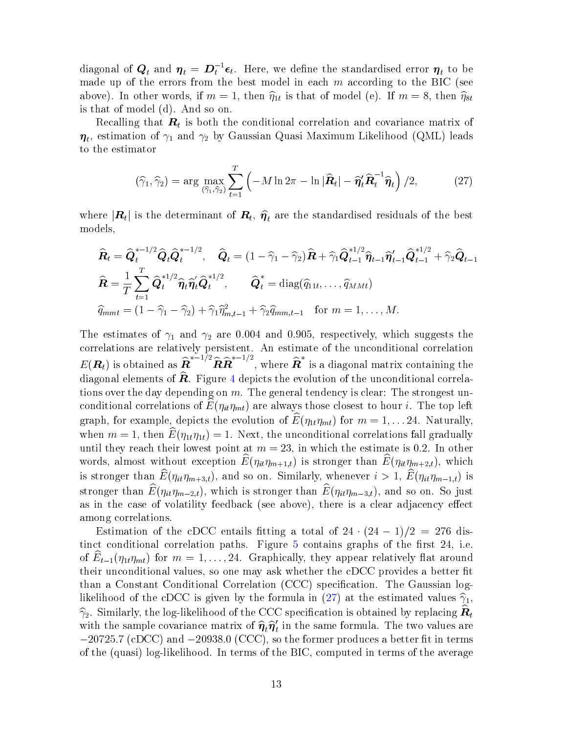diagonal of $\boldsymbol{Q}_t$ and $\boldsymbol{\eta}_t = \boldsymbol{D}_t^{-1}\boldsymbol{\epsilon}_t$. Here, we define the standardised error $\boldsymbol{\eta}_t$ to be made up of the errors from the best model in each $m$ according to the BIC (see above). In other words, if $m = 1$, then $\widehat{\eta}_{1t}$ is that of model (e). If $m = 8$, then $\widehat{\eta}_{8t}$ is that of model (d). And so on.

Recalling that $\boldsymbol{R}_t$ is both the conditional correlation and covariance matrix of $\boldsymbol{\eta}_t$, estimation of $\gamma_1$ and $\gamma_2$ by Gaussian Quasi Maximum Likelihood (QML) leads to the estimator

$$(\widehat{\gamma}_1, \widehat{\gamma}_2) = \arg \max_{(\widehat{\gamma}_1, \widehat{\gamma}_2)} \sum_{t=1}^{T} \left( -M \ln 2\pi - \ln |\widehat{\boldsymbol{R}}_t| - \widehat{\boldsymbol{\eta}}_t' \widehat{\boldsymbol{R}}_t^{-1} \widehat{\boldsymbol{\eta}}_t \right) /2, \tag{27}$$

where $|\boldsymbol{R}_t|$ is the determinant of $\boldsymbol{R}_t$, $\widehat{\boldsymbol{\eta}}_t$ are the standardised residuals of the best models,

$$\widehat{\boldsymbol{R}}_t = \widehat{\boldsymbol{Q}}_t^{*-1/2} \widehat{\boldsymbol{Q}}_t \widehat{\boldsymbol{Q}}_t^{*-1/2}, \quad \widehat{\boldsymbol{Q}}_t = (1 - \widehat{\gamma}_1 - \widehat{\gamma}_2)\widehat{\boldsymbol{R}} + \widehat{\gamma}_1 \widehat{\boldsymbol{Q}}_{t-1}^{*1/2} \widehat{\boldsymbol{\eta}}_{t-1} \widehat{\boldsymbol{\eta}}_{t-1}' \widehat{\boldsymbol{Q}}_{t-1}^{*1/2} + \widehat{\gamma}_2 \widehat{\boldsymbol{Q}}_{t-1}$$

$$\widehat{\boldsymbol{R}} = \frac{1}{T} \sum_{t=1}^{T} \widehat{\boldsymbol{Q}}_t^{*1/2} \widehat{\boldsymbol{\eta}}_t \widehat{\boldsymbol{\eta}}_t' \widehat{\boldsymbol{Q}}_t^{*1/2}, \qquad \widehat{\boldsymbol{Q}}_t^{*} = \text{diag}(\widehat{q}_{11t}, \ldots, \widehat{q}_{MMt})$$

$$\widehat{q}_{mmt} = (1 - \widehat{\gamma}_1 - \widehat{\gamma}_2) + \widehat{\gamma}_1 \widehat{\eta}_{m,t-1}^2 + \widehat{\gamma}_2 \widehat{q}_{mm,t-1} \quad \text{for } m = 1, \ldots, M.$$

The estimates of $\gamma_1$ and $\gamma_2$ are 0.004 and 0.905, respectively, which suggests the correlations are relatively persistent. An estimate of the unconditional correlation $E(\boldsymbol{R}_t)$ is obtained as $\widehat{\boldsymbol{R}}^{*-1/2} \widehat{\boldsymbol{R}} \widehat{\boldsymbol{R}}^{*-1/2}$, where $\widehat{\boldsymbol{R}}^{*}$ is a diagonal matrix containing the diagonal elements of $\widehat{\boldsymbol{R}}$. Figure 4 depicts the evolution of the unconditional correlations over the day depending on $m$. The general tendency is clear: The strongest unconditional correlations of $\widehat{E}(\eta_{it}\eta_{mt})$ are always those closest to hour $i$. The top left graph, for example, depicts the evolution of $\widehat{E}(\eta_{1t}\eta_{mt})$ for $m = 1, \ldots 24$. Naturally, when $m = 1$, then $\widehat{E}(\eta_{1t}\eta_{1t}) = 1$. Next, the unconditional correlations fall gradually until they reach their lowest point at $m = 23$, in which the estimate is 0.2. In other words, almost without exception $\widehat{E}(\eta_{it}\eta_{m+1,t})$ is stronger than $\widehat{E}(\eta_{it}\eta_{m+2,t})$, which is stronger than $\widehat{E}(\eta_{it}\eta_{m+3,t})$, and so on. Similarly, whenever $i > 1$, $\widehat{E}(\eta_{it}\eta_{m-1,t})$ is stronger than $\widehat{E}(\eta_{it}\eta_{m-2,t})$, which is stronger than $\widehat{E}(\eta_{it}\eta_{m-3,t})$, and so on. So just as in the case of volatility feedback (see above), there is a clear adjacency effect among correlations.

Estimation of the cDCC entails fitting a total of $24 \cdot (24 - 1)/2 = 276$ distinct conditional correlation paths. Figure 5 contains graphs of the first 24, i.e. of $\widehat{E}_{t-1}(\eta_{1t}\eta_{mt})$ for $m = 1, \ldots, 24$. Graphically, they appear relatively flat around their unconditional values, so one may ask whether the cDCC provides a better fit than a Constant Conditional Correlation (CCC) specification. The Gaussian log-likelihood of the cDCC is given by the formula in (27) at the estimated values $\widehat{\gamma}_1$, $\widehat{\gamma}_2$. Similarly, the log-likelihood of the CCC specification is obtained by replacing $\widehat{\boldsymbol{R}}_t$ with the sample covariance matrix of $\widehat{\boldsymbol{\eta}}_t \widehat{\boldsymbol{\eta}}_t'$ in the same formula. The two values are $-20725.7$ (cDCC) and $-20938.0$ (CCC), so the former produces a better fit in terms of the (quasi) log-likelihood. In terms of the BIC, computed in terms of the average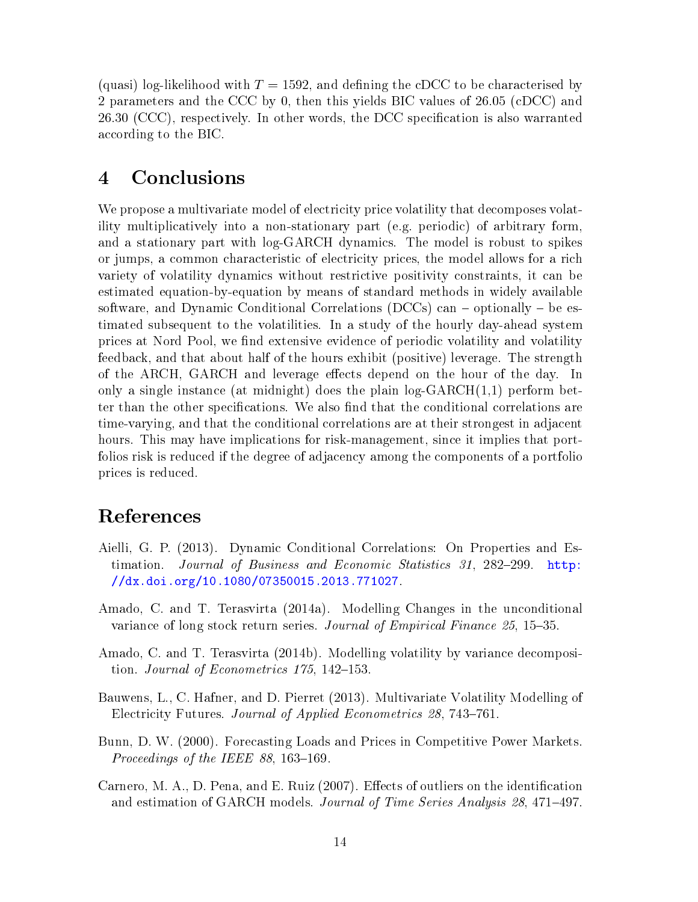(quasi) log-likelihood with $T = 1592$, and defining the cDCC to be characterised by 2 parameters and the CCC by 0, then this yields BIC values of 26.05 (cDCC) and 26.30 (CCC), respectively. In other words, the DCC specification is also warranted according to the BIC.

# 4 Conclusions

We propose a multivariate model of electricity price volatility that decomposes volatility multiplicatively into a non-stationary part (e.g. periodic) of arbitrary form, and a stationary part with log-GARCH dynamics. The model is robust to spikes or jumps, a common characteristic of electricity prices, the model allows for a rich variety of volatility dynamics without restrictive positivity constraints, it can be estimated equation-by-equation by means of standard methods in widely available software, and Dynamic Conditional Correlations (DCCs) can – optionally – be estimated subsequent to the volatilities. In a study of the hourly day-ahead system prices at Nord Pool, we find extensive evidence of periodic volatility and volatility feedback, and that about half of the hours exhibit (positive) leverage. The strength of the ARCH, GARCH and leverage effects depend on the hour of the day. In only a single instance (at midnight) does the plain log-GARCH(1,1) perform better than the other specifications. We also find that the conditional correlations are time-varying, and that the conditional correlations are at their strongest in adjacent hours. This may have implications for risk-management, since it implies that portfolios risk is reduced if the degree of adjacency among the components of a portfolio prices is reduced.

# References

Aielli, G. P. (2013). Dynamic Conditional Correlations: On Properties and Estimation. *Journal of Business and Economic Statistics 31*, 282–299. http://dx.doi.org/10.1080/07350015.2013.771027.

Amado, C. and T. Terasvirta (2014a). Modelling Changes in the unconditional variance of long stock return series. *Journal of Empirical Finance 25*, 15–35.

Amado, C. and T. Terasvirta (2014b). Modelling volatility by variance decomposition. *Journal of Econometrics 175*, 142–153.

Bauwens, L., C. Hafner, and D. Pierret (2013). Multivariate Volatility Modelling of Electricity Futures. *Journal of Applied Econometrics 28*, 743–761.

Bunn, D. W. (2000). Forecasting Loads and Prices in Competitive Power Markets. *Proceedings of the IEEE 88*, 163–169.

Carnero, M. A., D. Pena, and E. Ruiz (2007). Effects of outliers on the identification and estimation of GARCH models. *Journal of Time Series Analysis 28*, 471–497.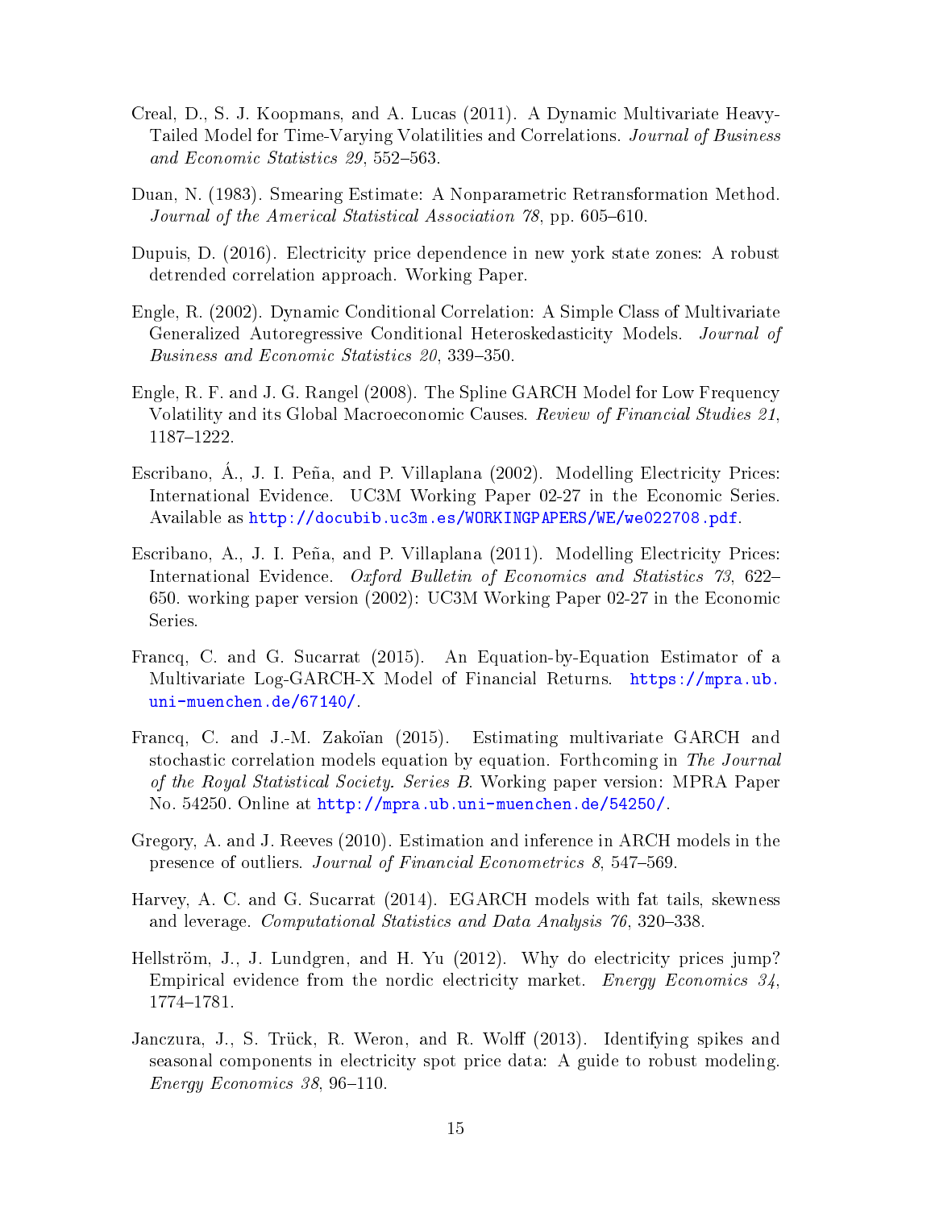Creal, D., S. J. Koopmans, and A. Lucas (2011). A Dynamic Multivariate Heavy-Tailed Model for Time-Varying Volatilities and Correlations. *Journal of Business and Economic Statistics 29*, 552–563.

Duan, N. (1983). Smearing Estimate: A Nonparametric Retransformation Method. *Journal of the Americal Statistical Association 78*, pp. 605–610.

Dupuis, D. (2016). Electricity price dependence in new york state zones: A robust detrended correlation approach. Working Paper.

Engle, R. (2002). Dynamic Conditional Correlation: A Simple Class of Multivariate Generalized Autoregressive Conditional Heteroskedasticity Models. *Journal of Business and Economic Statistics 20*, 339–350.

Engle, R. F. and J. G. Rangel (2008). The Spline GARCH Model for Low Frequency Volatility and its Global Macroeconomic Causes. *Review of Financial Studies 21*, 1187–1222.

Escribano, Á., J. I. Peña, and P. Villaplana (2002). Modelling Electricity Prices: International Evidence. UC3M Working Paper 02-27 in the Economic Series. Available as http://docubib.uc3m.es/WORKINGPAPERS/WE/we022708.pdf.

Escribano, A., J. I. Peña, and P. Villaplana (2011). Modelling Electricity Prices: International Evidence. *Oxford Bulletin of Economics and Statistics 73*, 622–650. working paper version (2002): UC3M Working Paper 02-27 in the Economic Series.

Francq, C. and G. Sucarrat (2015). An Equation-by-Equation Estimator of a Multivariate Log-GARCH-X Model of Financial Returns. https://mpra.ub.uni-muenchen.de/67140/.

Francq, C. and J.-M. Zakoïan (2015). Estimating multivariate GARCH and stochastic correlation models equation by equation. Forthcoming in *The Journal of the Royal Statistical Society. Series B*. Working paper version: MPRA Paper No. 54250. Online at http://mpra.ub.uni-muenchen.de/54250/.

Gregory, A. and J. Reeves (2010). Estimation and inference in ARCH models in the presence of outliers. *Journal of Financial Econometrics 8*, 547–569.

Harvey, A. C. and G. Sucarrat (2014). EGARCH models with fat tails, skewness and leverage. *Computational Statistics and Data Analysis 76*, 320–338.

Hellström, J., J. Lundgren, and H. Yu (2012). Why do electricity prices jump? Empirical evidence from the nordic electricity market. *Energy Economics 34*, 1774–1781.

Janczura, J., S. Trück, R. Weron, and R. Wolff (2013). Identifying spikes and seasonal components in electricity spot price data: A guide to robust modeling. *Energy Economics 38*, 96–110.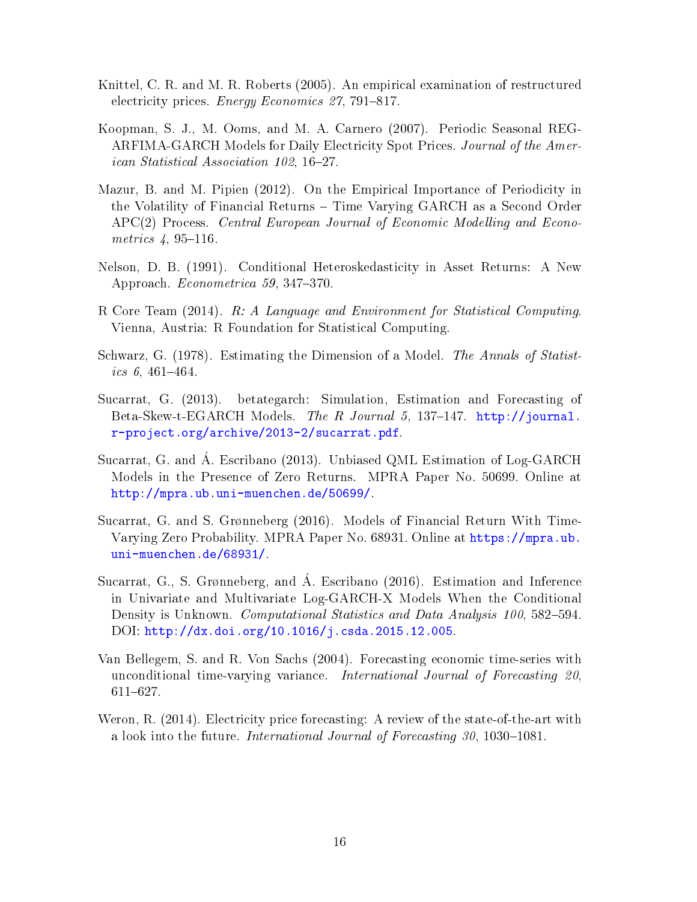Knittel, C. R. and M. R. Roberts (2005). An empirical examination of restructured electricity prices. *Energy Economics 27*, 791–817.

Koopman, S. J., M. Ooms, and M. A. Carnero (2007). Periodic Seasonal REG-ARFIMA-GARCH Models for Daily Electricity Spot Prices. *Journal of the American Statistical Association 102*, 16–27.

Mazur, B. and M. Pipien (2012). On the Empirical Importance of Periodicity in the Volatility of Financial Returns – Time Varying GARCH as a Second Order APC(2) Process. *Central European Journal of Economic Modelling and Econometrics 4*, 95–116.

Nelson, D. B. (1991). Conditional Heteroskedasticity in Asset Returns: A New Approach. *Econometrica 59*, 347–370.

R Core Team (2014). *R: A Language and Environment for Statistical Computing*. Vienna, Austria: R Foundation for Statistical Computing.

Schwarz, G. (1978). Estimating the Dimension of a Model. *The Annals of Statistics 6*, 461–464.

Sucarrat, G. (2013). betategarch: Simulation, Estimation and Forecasting of Beta-Skew-t-EGARCH Models. *The R Journal 5*, 137–147. http://journal.r-project.org/archive/2013-2/sucarrat.pdf.

Sucarrat, G. and Á. Escribano (2013). Unbiased QML Estimation of Log-GARCH Models in the Presence of Zero Returns. MPRA Paper No. 50699. Online at http://mpra.ub.uni-muenchen.de/50699/.

Sucarrat, G. and S. Grønneberg (2016). Models of Financial Return With Time-Varying Zero Probability. MPRA Paper No. 68931. Online at https://mpra.ub.uni-muenchen.de/68931/.

Sucarrat, G., S. Grønneberg, and Á. Escribano (2016). Estimation and Inference in Univariate and Multivariate Log-GARCH-X Models When the Conditional Density is Unknown. *Computational Statistics and Data Analysis 100*, 582–594. DOI: http://dx.doi.org/10.1016/j.csda.2015.12.005.

Van Bellegem, S. and R. Von Sachs (2004). Forecasting economic time-series with unconditional time-varying variance. *International Journal of Forecasting 20*, 611–627.

Weron, R. (2014). Electricity price forecasting: A review of the state-of-the-art with a look into the future. *International Journal of Forecasting 30*, 1030–1081.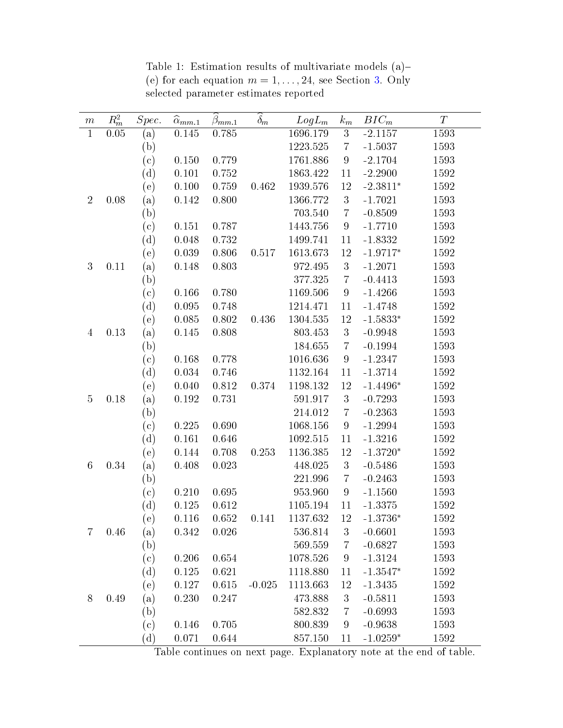Table 1: Estimation results of multivariate models (a)–(e) for each equation $m = 1, \ldots, 24$, see Section 3. Only selected parameter estimates reported

| $m$ | $R^2_m$ | $Spec.$ | $\widehat{\alpha}_{mm.1}$ | $\widehat{\beta}_{mm.1}$ | $\widehat{\delta}_m$ | $LogL_m$ | $k_m$ | $BIC_m$ | $T$ |
|---|---|---|---|---|---|---|---|---|---|
| 1 | 0.05 | (a) | 0.145 | 0.785 | | 1696.179 | 3 | -2.1157 | 1593 |
| | | (b) | | | | 1223.525 | 7 | -1.5037 | 1593 |
| | | (c) | 0.150 | 0.779 | | 1761.886 | 9 | -2.1704 | 1593 |
| | | (d) | 0.101 | 0.752 | | 1863.422 | 11 | -2.2900 | 1592 |
| | | (e) | 0.100 | 0.759 | 0.462 | 1939.576 | 12 | -2.3811* | 1592 |
| 2 | 0.08 | (a) | 0.142 | 0.800 | | 1366.772 | 3 | -1.7021 | 1593 |
| | | (b) | | | | 703.540 | 7 | -0.8509 | 1593 |
| | | (c) | 0.151 | 0.787 | | 1443.756 | 9 | -1.7710 | 1593 |
| | | (d) | 0.048 | 0.732 | | 1499.741 | 11 | -1.8332 | 1592 |
| | | (e) | 0.039 | 0.806 | 0.517 | 1613.673 | 12 | -1.9717* | 1592 |
| 3 | 0.11 | (a) | 0.148 | 0.803 | | 972.495 | 3 | -1.2071 | 1593 |
| | | (b) | | | | 377.325 | 7 | -0.4413 | 1593 |
| | | (c) | 0.166 | 0.780 | | 1169.506 | 9 | -1.4266 | 1593 |
| | | (d) | 0.095 | 0.748 | | 1214.471 | 11 | -1.4748 | 1592 |
| | | (e) | 0.085 | 0.802 | 0.436 | 1304.535 | 12 | -1.5833* | 1592 |
| 4 | 0.13 | (a) | 0.145 | 0.808 | | 803.453 | 3 | -0.9948 | 1593 |
| | | (b) | | | | 184.655 | 7 | -0.1994 | 1593 |
| | | (c) | 0.168 | 0.778 | | 1016.636 | 9 | -1.2347 | 1593 |
| | | (d) | 0.034 | 0.746 | | 1132.164 | 11 | -1.3714 | 1592 |
| | | (e) | 0.040 | 0.812 | 0.374 | 1198.132 | 12 | -1.4496* | 1592 |
| 5 | 0.18 | (a) | 0.192 | 0.731 | | 591.917 | 3 | -0.7293 | 1593 |
| | | (b) | | | | 214.012 | 7 | -0.2363 | 1593 |
| | | (c) | 0.225 | 0.690 | | 1068.156 | 9 | -1.2994 | 1593 |
| | | (d) | 0.161 | 0.646 | | 1092.515 | 11 | -1.3216 | 1592 |
| | | (e) | 0.144 | 0.708 | 0.253 | 1136.385 | 12 | -1.3720* | 1592 |
| 6 | 0.34 | (a) | 0.408 | 0.023 | | 448.025 | 3 | -0.5486 | 1593 |
| | | (b) | | | | 221.996 | 7 | -0.2463 | 1593 |
| | | (c) | 0.210 | 0.695 | | 953.960 | 9 | -1.1560 | 1593 |
| | | (d) | 0.125 | 0.612 | | 1105.194 | 11 | -1.3375 | 1592 |
| | | (e) | 0.116 | 0.652 | 0.141 | 1137.632 | 12 | -1.3736* | 1592 |
| 7 | 0.46 | (a) | 0.342 | 0.026 | | 536.814 | 3 | -0.6601 | 1593 |
| | | (b) | | | | 569.559 | 7 | -0.6827 | 1593 |
| | | (c) | 0.206 | 0.654 | | 1078.526 | 9 | -1.3124 | 1593 |
| | | (d) | 0.125 | 0.621 | | 1118.880 | 11 | -1.3547* | 1592 |
| | | (e) | 0.127 | 0.615 | -0.025 | 1113.663 | 12 | -1.3435 | 1592 |
| 8 | 0.49 | (a) | 0.230 | 0.247 | | 473.888 | 3 | -0.5811 | 1593 |
| | | (b) | | | | 582.832 | 7 | -0.6993 | 1593 |
| | | (c) | 0.146 | 0.705 | | 800.839 | 9 | -0.9638 | 1593 |
| | | (d) | 0.071 | 0.644 | | 857.150 | 11 | -1.0259* | 1592 |

Table continues on next page. Explanatory note at the end of table.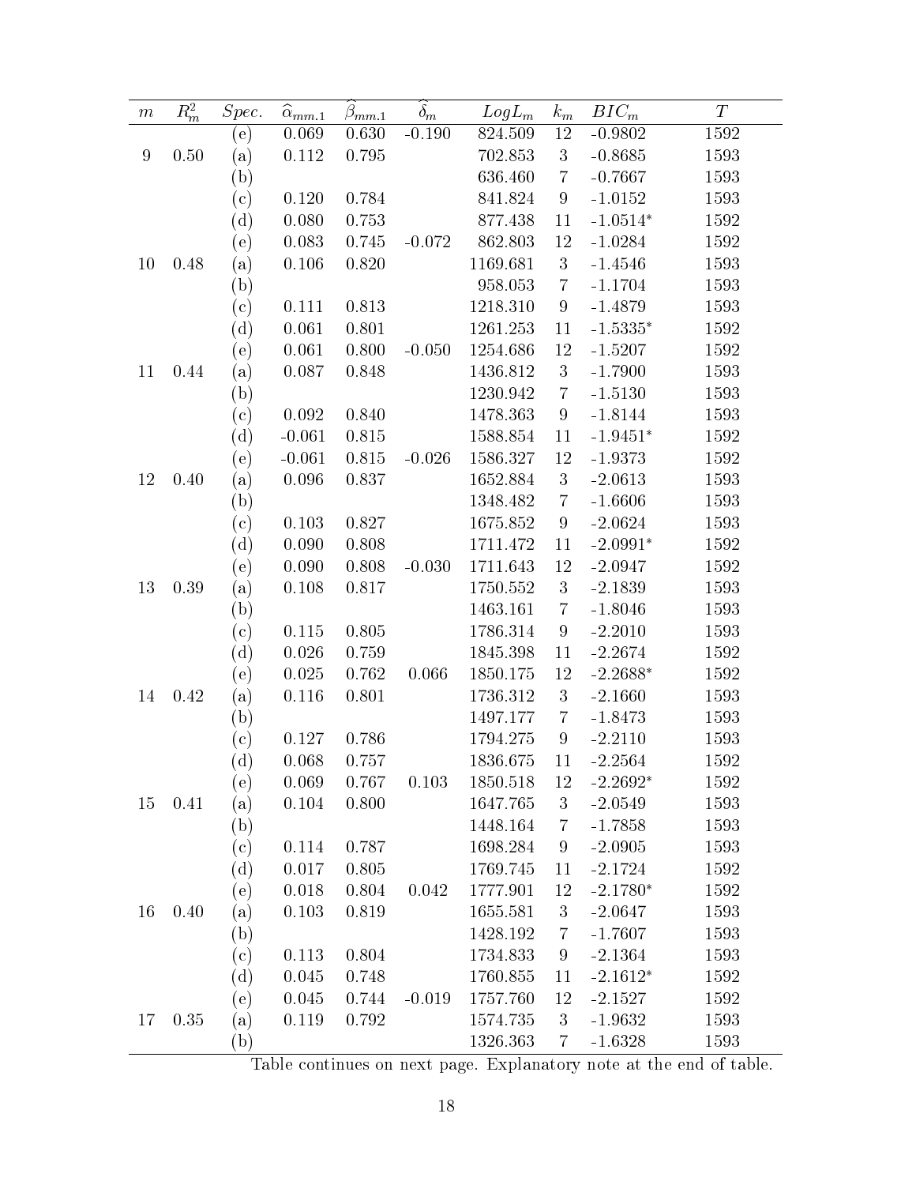| $m$ | $R^2_m$ | $Spec.$ | $\widehat{\alpha}_{mm.1}$ | $\widehat{\beta}_{mm.1}$ | $\widehat{\delta}_m$ | $LogL_m$ | $k_m$ | $BIC_m$ | $T$ |
|---|---|---|---|---|---|---|---|---|---|
| | | (e) | 0.069 | 0.630 | -0.190 | 824.509 | 12 | -0.9802 | 1592 |
| 9 | 0.50 | (a) | 0.112 | 0.795 | | 702.853 | 3 | -0.8685 | 1593 |
| | | (b) | | | | 636.460 | 7 | -0.7667 | 1593 |
| | | (c) | 0.120 | 0.784 | | 841.824 | 9 | -1.0152 | 1593 |
| | | (d) | 0.080 | 0.753 | | 877.438 | 11 | -1.0514* | 1592 |
| | | (e) | 0.083 | 0.745 | -0.072 | 862.803 | 12 | -1.0284 | 1592 |
| 10 | 0.48 | (a) | 0.106 | 0.820 | | 1169.681 | 3 | -1.4546 | 1593 |
| | | (b) | | | | 958.053 | 7 | -1.1704 | 1593 |
| | | (c) | 0.111 | 0.813 | | 1218.310 | 9 | -1.4879 | 1593 |
| | | (d) | 0.061 | 0.801 | | 1261.253 | 11 | -1.5335* | 1592 |
| | | (e) | 0.061 | 0.800 | -0.050 | 1254.686 | 12 | -1.5207 | 1592 |
| 11 | 0.44 | (a) | 0.087 | 0.848 | | 1436.812 | 3 | -1.7900 | 1593 |
| | | (b) | | | | 1230.942 | 7 | -1.5130 | 1593 |
| | | (c) | 0.092 | 0.840 | | 1478.363 | 9 | -1.8144 | 1593 |
| | | (d) | -0.061 | 0.815 | | 1588.854 | 11 | -1.9451* | 1592 |
| | | (e) | -0.061 | 0.815 | -0.026 | 1586.327 | 12 | -1.9373 | 1592 |
| 12 | 0.40 | (a) | 0.096 | 0.837 | | 1652.884 | 3 | -2.0613 | 1593 |
| | | (b) | | | | 1348.482 | 7 | -1.6606 | 1593 |
| | | (c) | 0.103 | 0.827 | | 1675.852 | 9 | -2.0624 | 1593 |
| | | (d) | 0.090 | 0.808 | | 1711.472 | 11 | -2.0991* | 1592 |
| | | (e) | 0.090 | 0.808 | -0.030 | 1711.643 | 12 | -2.0947 | 1592 |
| 13 | 0.39 | (a) | 0.108 | 0.817 | | 1750.552 | 3 | -2.1839 | 1593 |
| | | (b) | | | | 1463.161 | 7 | -1.8046 | 1593 |
| | | (c) | 0.115 | 0.805 | | 1786.314 | 9 | -2.2010 | 1593 |
| | | (d) | 0.026 | 0.759 | | 1845.398 | 11 | -2.2674 | 1592 |
| | | (e) | 0.025 | 0.762 | 0.066 | 1850.175 | 12 | -2.2688* | 1592 |
| 14 | 0.42 | (a) | 0.116 | 0.801 | | 1736.312 | 3 | -2.1660 | 1593 |
| | | (b) | | | | 1497.177 | 7 | -1.8473 | 1593 |
| | | (c) | 0.127 | 0.786 | | 1794.275 | 9 | -2.2110 | 1593 |
| | | (d) | 0.068 | 0.757 | | 1836.675 | 11 | -2.2564 | 1592 |
| | | (e) | 0.069 | 0.767 | 0.103 | 1850.518 | 12 | -2.2692* | 1592 |
| 15 | 0.41 | (a) | 0.104 | 0.800 | | 1647.765 | 3 | -2.0549 | 1593 |
| | | (b) | | | | 1448.164 | 7 | -1.7858 | 1593 |
| | | (c) | 0.114 | 0.787 | | 1698.284 | 9 | -2.0905 | 1593 |
| | | (d) | 0.017 | 0.805 | | 1769.745 | 11 | -2.1724 | 1592 |
| | | (e) | 0.018 | 0.804 | 0.042 | 1777.901 | 12 | -2.1780* | 1592 |
| 16 | 0.40 | (a) | 0.103 | 0.819 | | 1655.581 | 3 | -2.0647 | 1593 |
| | | (b) | | | | 1428.192 | 7 | -1.7607 | 1593 |
| | | (c) | 0.113 | 0.804 | | 1734.833 | 9 | -2.1364 | 1593 |
| | | (d) | 0.045 | 0.748 | | 1760.855 | 11 | -2.1612* | 1592 |
| | | (e) | 0.045 | 0.744 | -0.019 | 1757.760 | 12 | -2.1527 | 1592 |
| 17 | 0.35 | (a) | 0.119 | 0.792 | | 1574.735 | 3 | -1.9632 | 1593 |
| | | (b) | | | | 1326.363 | 7 | -1.6328 | 1593 |

Table continues on next page. Explanatory note at the end of table.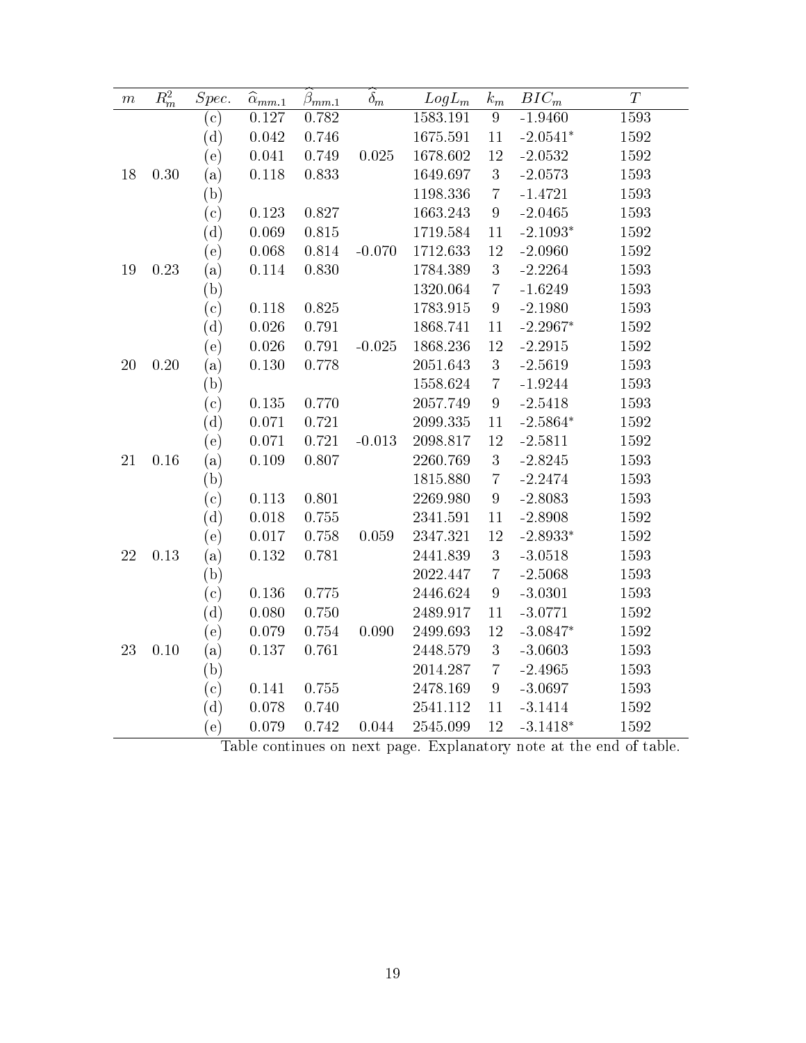| $m$ | $R^2_m$ | $Spec.$ | $\widehat{\alpha}_{mm.1}$ | $\widehat{\beta}_{mm.1}$ | $\widehat{\delta}_m$ | $LogL_m$ | $k_m$ | $BIC_m$ | $T$ |
|---|---|---|---|---|---|---|---|---|---|
| | | (c) | 0.127 | 0.782 | | 1583.191 | 9 | -1.9460 | 1593 |
| | | (d) | 0.042 | 0.746 | | 1675.591 | 11 | -2.0541* | 1592 |
| | | (e) | 0.041 | 0.749 | 0.025 | 1678.602 | 12 | -2.0532 | 1592 |
| 18 | 0.30 | (a) | 0.118 | 0.833 | | 1649.697 | 3 | -2.0573 | 1593 |
| | | (b) | | | | 1198.336 | 7 | -1.4721 | 1593 |
| | | (c) | 0.123 | 0.827 | | 1663.243 | 9 | -2.0465 | 1593 |
| | | (d) | 0.069 | 0.815 | | 1719.584 | 11 | -2.1093* | 1592 |
| | | (e) | 0.068 | 0.814 | -0.070 | 1712.633 | 12 | -2.0960 | 1592 |
| 19 | 0.23 | (a) | 0.114 | 0.830 | | 1784.389 | 3 | -2.2264 | 1593 |
| | | (b) | | | | 1320.064 | 7 | -1.6249 | 1593 |
| | | (c) | 0.118 | 0.825 | | 1783.915 | 9 | -2.1980 | 1593 |
| | | (d) | 0.026 | 0.791 | | 1868.741 | 11 | -2.2967* | 1592 |
| | | (e) | 0.026 | 0.791 | -0.025 | 1868.236 | 12 | -2.2915 | 1592 |
| 20 | 0.20 | (a) | 0.130 | 0.778 | | 2051.643 | 3 | -2.5619 | 1593 |
| | | (b) | | | | 1558.624 | 7 | -1.9244 | 1593 |
| | | (c) | 0.135 | 0.770 | | 2057.749 | 9 | -2.5418 | 1593 |
| | | (d) | 0.071 | 0.721 | | 2099.335 | 11 | -2.5864* | 1592 |
| | | (e) | 0.071 | 0.721 | -0.013 | 2098.817 | 12 | -2.5811 | 1592 |
| 21 | 0.16 | (a) | 0.109 | 0.807 | | 2260.769 | 3 | -2.8245 | 1593 |
| | | (b) | | | | 1815.880 | 7 | -2.2474 | 1593 |
| | | (c) | 0.113 | 0.801 | | 2269.980 | 9 | -2.8083 | 1593 |
| | | (d) | 0.018 | 0.755 | | 2341.591 | 11 | -2.8908 | 1592 |
| | | (e) | 0.017 | 0.758 | 0.059 | 2347.321 | 12 | -2.8933* | 1592 |
| 22 | 0.13 | (a) | 0.132 | 0.781 | | 2441.839 | 3 | -3.0518 | 1593 |
| | | (b) | | | | 2022.447 | 7 | -2.5068 | 1593 |
| | | (c) | 0.136 | 0.775 | | 2446.624 | 9 | -3.0301 | 1593 |
| | | (d) | 0.080 | 0.750 | | 2489.917 | 11 | -3.0771 | 1592 |
| | | (e) | 0.079 | 0.754 | 0.090 | 2499.693 | 12 | -3.0847* | 1592 |
| 23 | 0.10 | (a) | 0.137 | 0.761 | | 2448.579 | 3 | -3.0603 | 1593 |
| | | (b) | | | | 2014.287 | 7 | -2.4965 | 1593 |
| | | (c) | 0.141 | 0.755 | | 2478.169 | 9 | -3.0697 | 1593 |
| | | (d) | 0.078 | 0.740 | | 2541.112 | 11 | -3.1414 | 1592 |
| | | (e) | 0.079 | 0.742 | 0.044 | 2545.099 | 12 | -3.1418* | 1592 |

Table continues on next page. Explanatory note at the end of table.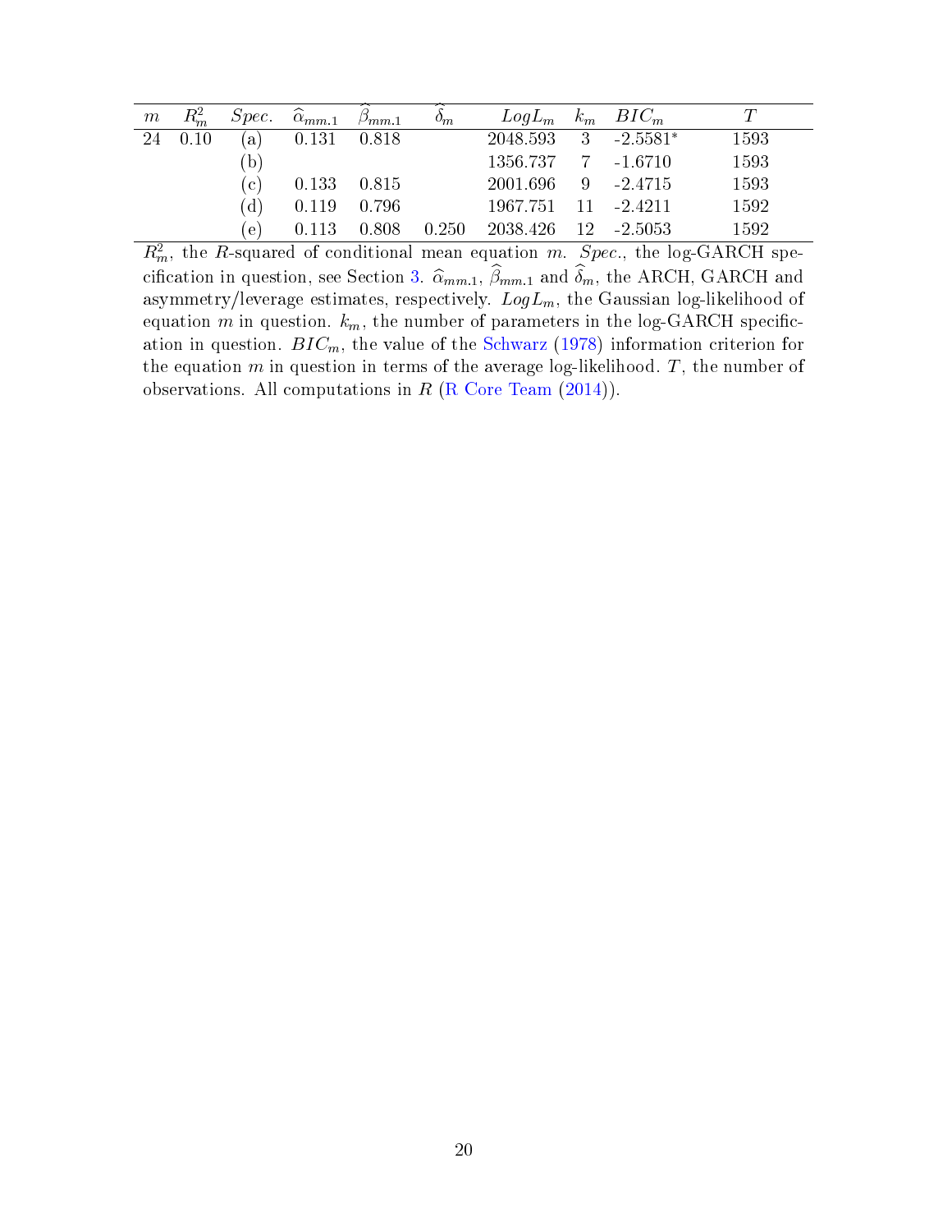| $m$ | $R^2_m$ | $Spec.$ | $\widehat{\alpha}_{mm.1}$ | $\widehat{\beta}_{mm.1}$ | $\widehat{\delta}_m$ | $LogL_m$ | $k_m$ | $BIC_m$ | $T$ |
|---|---|---|---|---|---|---|---|---|---|
| 24 | 0.10 | (a) | 0.131 | 0.818 | | 2048.593 | 3 | -2.5581* | 1593 |
| | | (b) | | | | 1356.737 | 7 | -1.6710 | 1593 |
| | | (c) | 0.133 | 0.815 | | 2001.696 | 9 | -2.4715 | 1593 |
| | | (d) | 0.119 | 0.796 | | 1967.751 | 11 | -2.4211 | 1592 |
| | | (e) | 0.113 | 0.808 | 0.250 | 2038.426 | 12 | -2.5053 | 1592 |

$R^2_m$, the $R$-squared of conditional mean equation $m$. $Spec.$, the log-GARCH specification in question, see Section 3. $\widehat{\alpha}_{mm.1}$, $\widehat{\beta}_{mm.1}$ and $\widehat{\delta}_m$, the ARCH, GARCH and asymmetry/leverage estimates, respectively. $LogL_m$, the Gaussian log-likelihood of equation $m$ in question. $k_m$, the number of parameters in the log-GARCH specification in question. $BIC_m$, the value of the Schwarz (1978) information criterion for the equation $m$ in question in terms of the average log-likelihood. $T$, the number of observations. All computations in $R$ (R Core Team (2014)).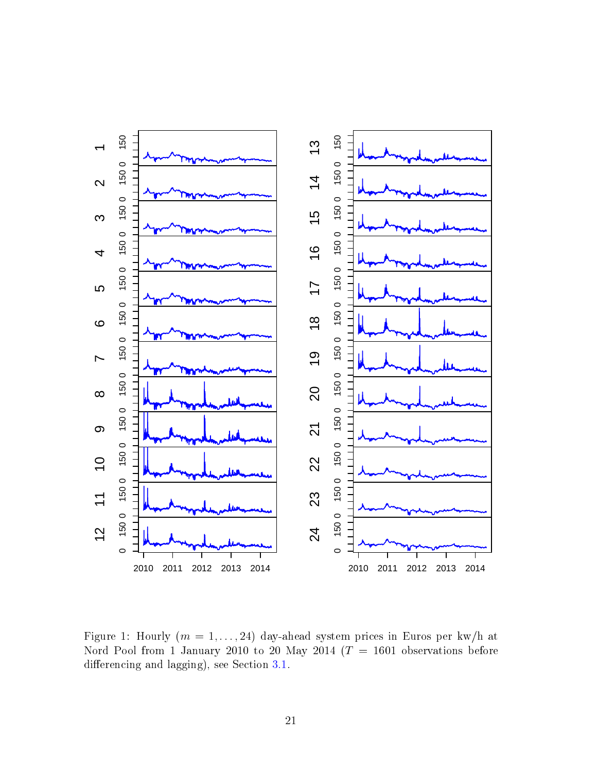Figure 1: Hourly ($m = 1, \ldots, 24$) day-ahead system prices in Euros per kw/h at Nord Pool from 1 January 2010 to 20 May 2014 ($T = 1601$ observations before differencing and lagging), see Section 3.1.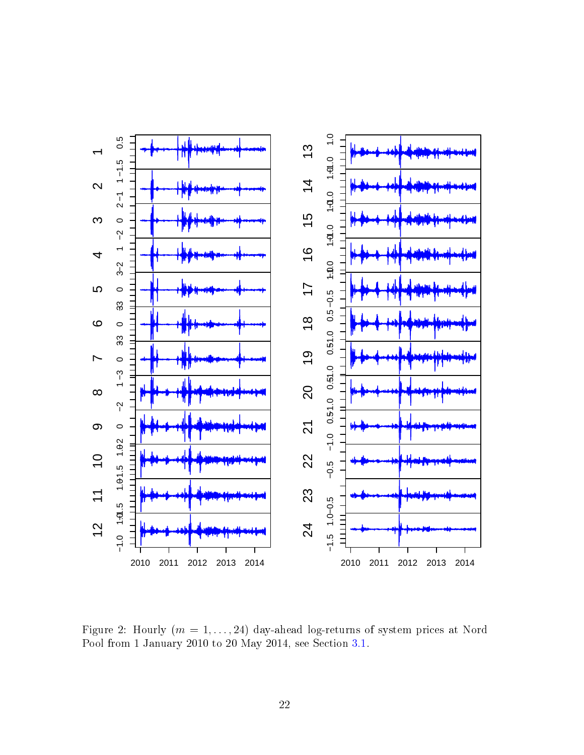Figure 2: Hourly ($m = 1, \ldots, 24$) day-ahead log-returns of system prices at Nord Pool from 1 January 2010 to 20 May 2014, see Section 3.1.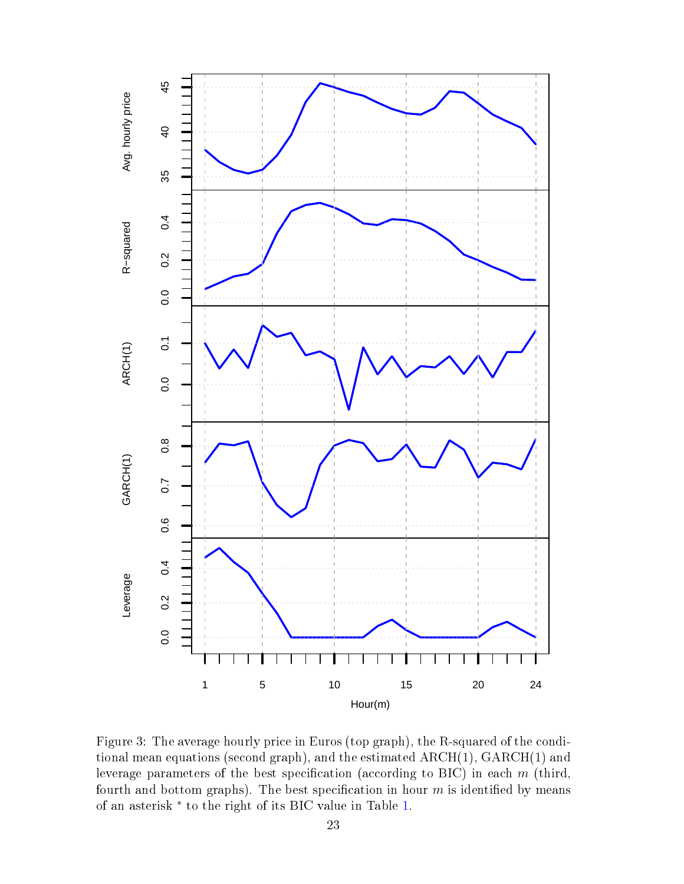Figure 3: The average hourly price in Euros (top graph), the R-squared of the conditional mean equations (second graph), and the estimated ARCH(1), GARCH(1) and leverage parameters of the best specification (according to BIC) in each $m$ (third, fourth and bottom graphs). The best specification in hour $m$ is identified by means of an asterisk $^*$ to the right of its BIC value in Table 1.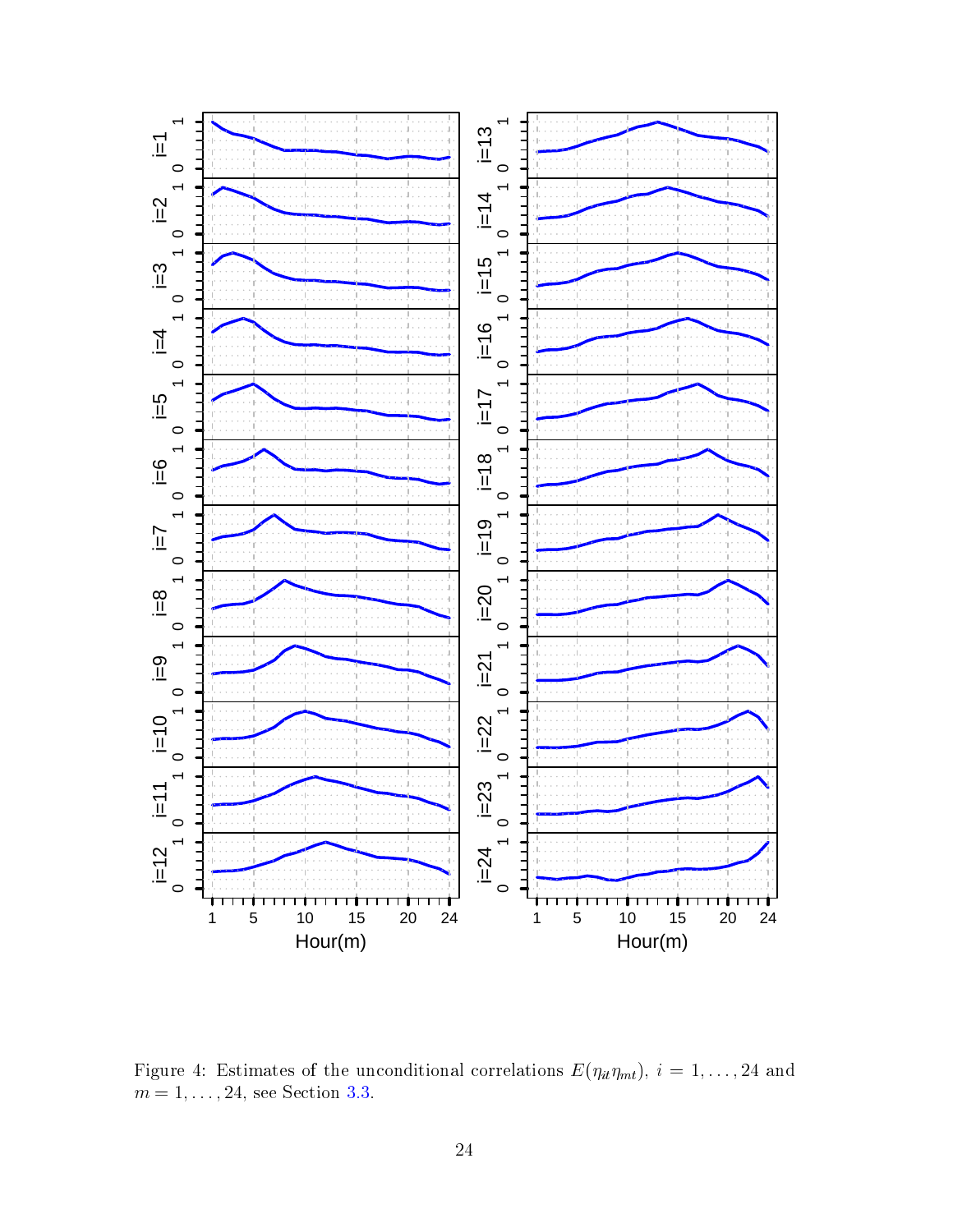Figure 4: Estimates of the unconditional correlations $E(\eta_{it}\eta_{mt})$, $i = 1, \ldots, 24$ and $m = 1, \ldots, 24$, see Section 3.3.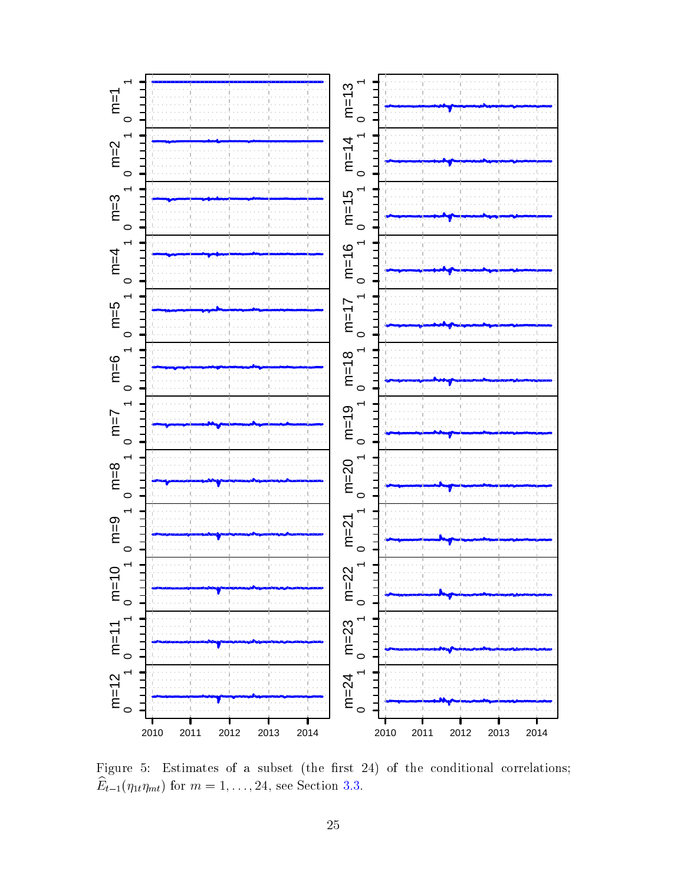m=1
m=2
m=3
m=4
m=5
m=6
m=7
m=8
m=9
m=10
m=11
m=12
m=13
m=14
m=15
m=16
m=17
m=18
m=19
m=20
m=21
m=22
m=23
m=24

0 1

2010 2011 2012 2013 2014

Figure 5: Estimates of a subset (the first 24) of the conditional correlations; $\widehat{E}_{t-1}(\eta_{1t}\eta_{mt})$ for $m = 1, \ldots, 24$, see Section 3.3.